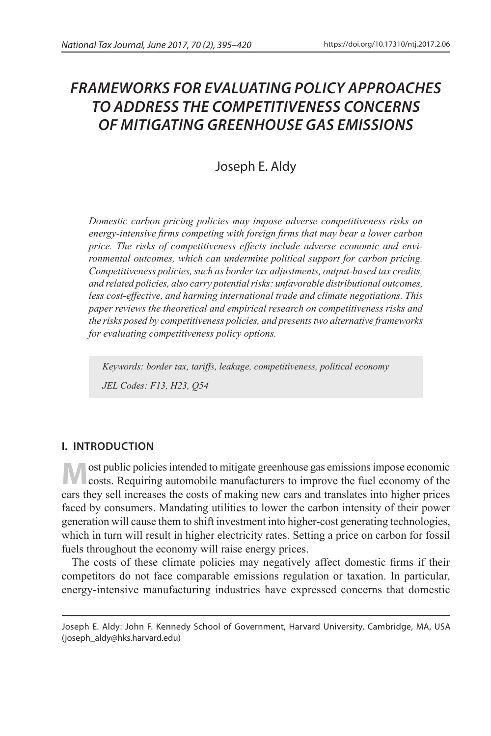# FRAMEWORKS FOR EVALUATING POLICY APPROACHES TO ADDRESS THE COMPETITIVENESS CONCERNS OF MITIGATING GREENHOUSE GAS EMISSIONS

Joseph E. Aldy

*Domestic carbon pricing policies may impose adverse competitiveness risks on energy-intensive firms competing with foreign firms that may bear a lower carbon price. The risks of competitiveness effects include adverse economic and environmental outcomes, which can undermine political support for carbon pricing. Competitiveness policies, such as border tax adjustments, output-based tax credits, and related policies, also carry potential risks: unfavorable distributional outcomes, less cost-effective, and harming international trade and climate negotiations. This paper reviews the theoretical and empirical research on competitiveness risks and the risks posed by competitiveness policies, and presents two alternative frameworks for evaluating competitiveness policy options.*

*Keywords: border tax, tariffs, leakage, competitiveness, political economy*

*JEL Codes: F13, H23, Q54*

## I. INTRODUCTION

Most public policies intended to mitigate greenhouse gas emissions impose economic costs. Requiring automobile manufacturers to improve the fuel economy of the cars they sell increases the costs of making new cars and translates into higher prices faced by consumers. Mandating utilities to lower the carbon intensity of their power generation will cause them to shift investment into higher-cost generating technologies, which in turn will result in higher electricity rates. Setting a price on carbon for fossil fuels throughout the economy will raise energy prices.

The costs of these climate policies may negatively affect domestic firms if their competitors do not face comparable emissions regulation or taxation. In particular, energy-intensive manufacturing industries have expressed concerns that domestic

Joseph E. Aldy: John F. Kennedy School of Government, Harvard University, Cambridge, MA, USA (joseph_aldy@hks.harvard.edu)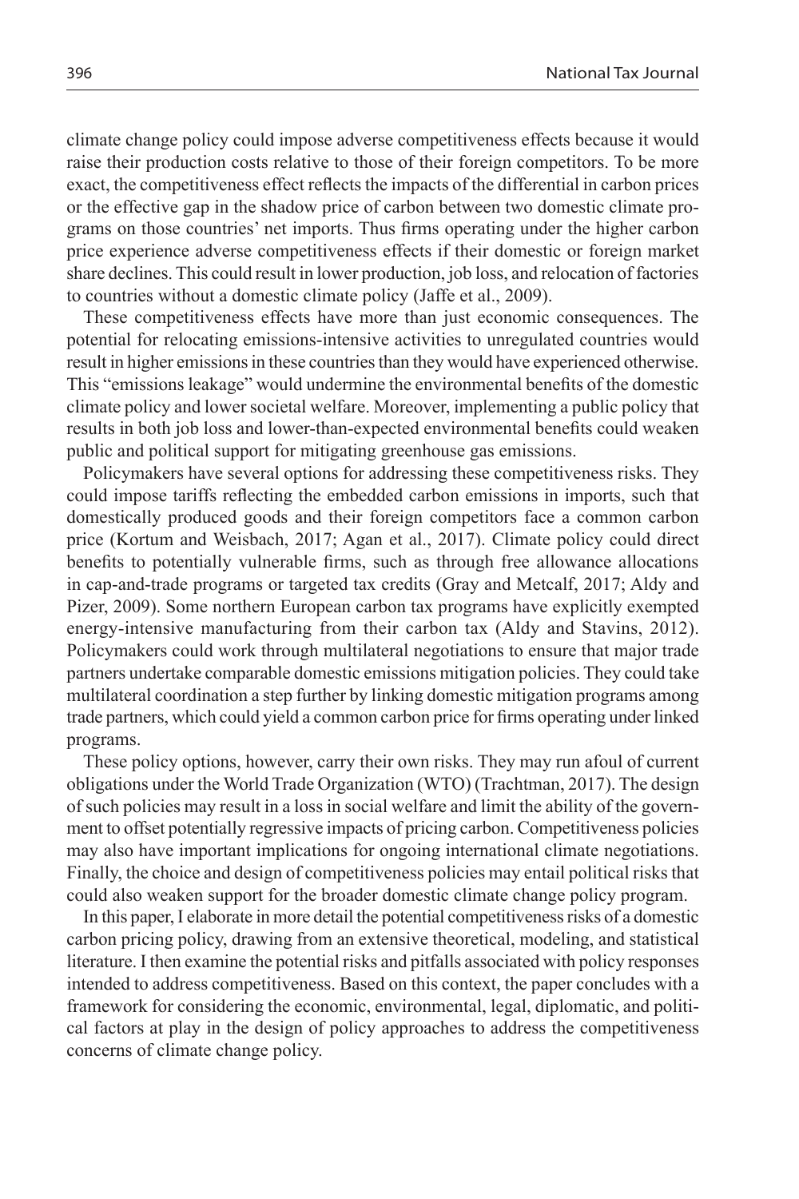climate change policy could impose adverse competitiveness effects because it would raise their production costs relative to those of their foreign competitors. To be more exact, the competitiveness effect reflects the impacts of the differential in carbon prices or the effective gap in the shadow price of carbon between two domestic climate programs on those countries' net imports. Thus firms operating under the higher carbon price experience adverse competitiveness effects if their domestic or foreign market share declines. This could result in lower production, job loss, and relocation of factories to countries without a domestic climate policy (Jaffe et al., 2009).

These competitiveness effects have more than just economic consequences. The potential for relocating emissions-intensive activities to unregulated countries would result in higher emissions in these countries than they would have experienced otherwise. This "emissions leakage" would undermine the environmental benefits of the domestic climate policy and lower societal welfare. Moreover, implementing a public policy that results in both job loss and lower-than-expected environmental benefits could weaken public and political support for mitigating greenhouse gas emissions.

Policymakers have several options for addressing these competitiveness risks. They could impose tariffs reflecting the embedded carbon emissions in imports, such that domestically produced goods and their foreign competitors face a common carbon price (Kortum and Weisbach, 2017; Agan et al., 2017). Climate policy could direct benefits to potentially vulnerable firms, such as through free allowance allocations in cap-and-trade programs or targeted tax credits (Gray and Metcalf, 2017; Aldy and Pizer, 2009). Some northern European carbon tax programs have explicitly exempted energy-intensive manufacturing from their carbon tax (Aldy and Stavins, 2012). Policymakers could work through multilateral negotiations to ensure that major trade partners undertake comparable domestic emissions mitigation policies. They could take multilateral coordination a step further by linking domestic mitigation programs among trade partners, which could yield a common carbon price for firms operating under linked programs.

These policy options, however, carry their own risks. They may run afoul of current obligations under the World Trade Organization (WTO) (Trachtman, 2017). The design of such policies may result in a loss in social welfare and limit the ability of the government to offset potentially regressive impacts of pricing carbon. Competitiveness policies may also have important implications for ongoing international climate negotiations. Finally, the choice and design of competitiveness policies may entail political risks that could also weaken support for the broader domestic climate change policy program.

In this paper, I elaborate in more detail the potential competitiveness risks of a domestic carbon pricing policy, drawing from an extensive theoretical, modeling, and statistical literature. I then examine the potential risks and pitfalls associated with policy responses intended to address competitiveness. Based on this context, the paper concludes with a framework for considering the economic, environmental, legal, diplomatic, and political factors at play in the design of policy approaches to address the competitiveness concerns of climate change policy.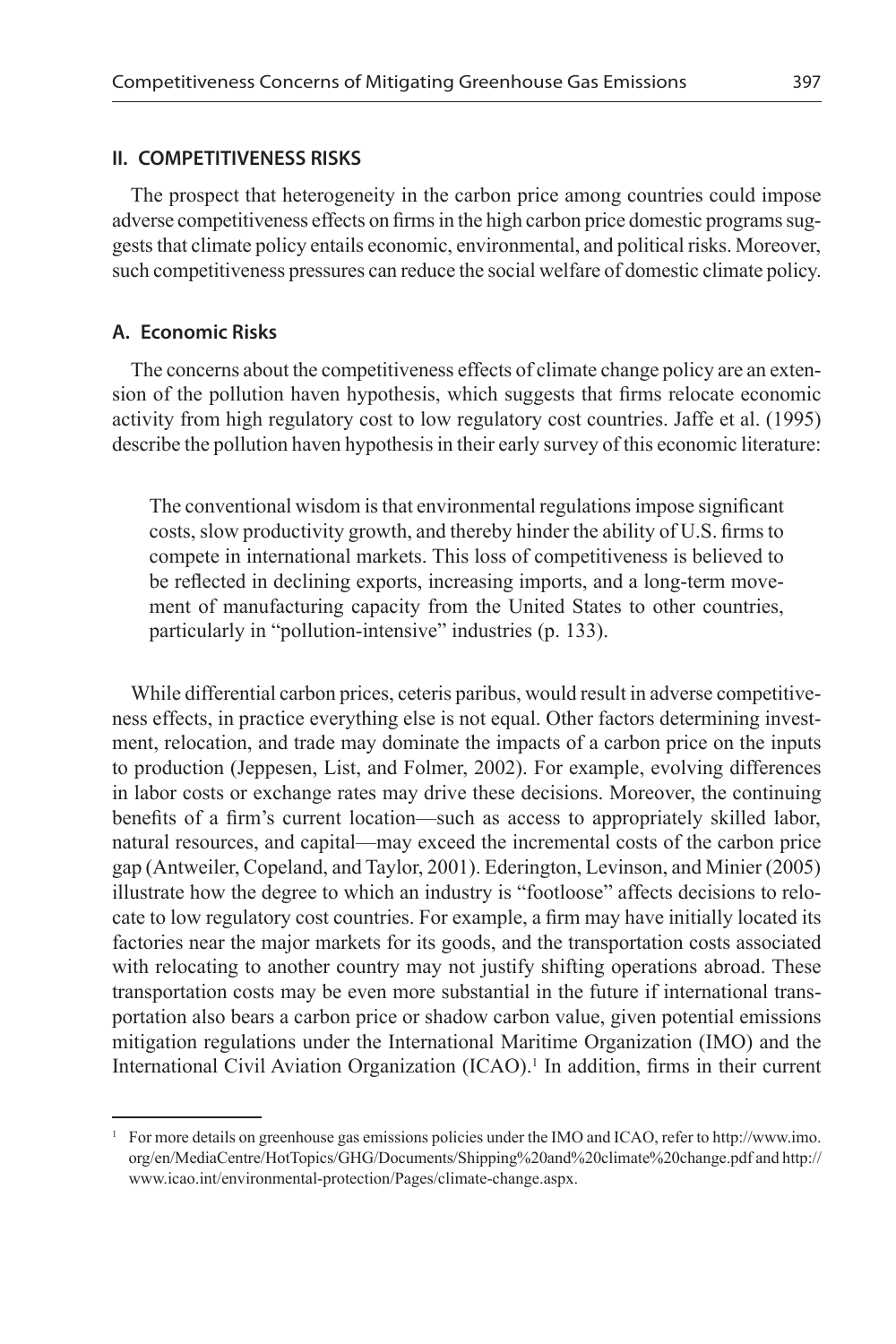## II. COMPETITIVENESS RISKS

The prospect that heterogeneity in the carbon price among countries could impose adverse competitiveness effects on firms in the high carbon price domestic programs suggests that climate policy entails economic, environmental, and political risks. Moreover, such competitiveness pressures can reduce the social welfare of domestic climate policy.

### A. Economic Risks

The concerns about the competitiveness effects of climate change policy are an extension of the pollution haven hypothesis, which suggests that firms relocate economic activity from high regulatory cost to low regulatory cost countries. Jaffe et al. (1995) describe the pollution haven hypothesis in their early survey of this economic literature:

> The conventional wisdom is that environmental regulations impose significant costs, slow productivity growth, and thereby hinder the ability of U.S. firms to compete in international markets. This loss of competitiveness is believed to be reflected in declining exports, increasing imports, and a long-term movement of manufacturing capacity from the United States to other countries, particularly in "pollution-intensive" industries (p. 133).

While differential carbon prices, ceteris paribus, would result in adverse competitiveness effects, in practice everything else is not equal. Other factors determining investment, relocation, and trade may dominate the impacts of a carbon price on the inputs to production (Jeppesen, List, and Folmer, 2002). For example, evolving differences in labor costs or exchange rates may drive these decisions. Moreover, the continuing benefits of a firm's current location—such as access to appropriately skilled labor, natural resources, and capital—may exceed the incremental costs of the carbon price gap (Antweiler, Copeland, and Taylor, 2001). Ederington, Levinson, and Minier (2005) illustrate how the degree to which an industry is "footloose" affects decisions to relocate to low regulatory cost countries. For example, a firm may have initially located its factories near the major markets for its goods, and the transportation costs associated with relocating to another country may not justify shifting operations abroad. These transportation costs may be even more substantial in the future if international transportation also bears a carbon price or shadow carbon value, given potential emissions mitigation regulations under the International Maritime Organization (IMO) and the International Civil Aviation Organization (ICAO).[1] In addition, firms in their current

---

[1] For more details on greenhouse gas emissions policies under the IMO and ICAO, refer to http://www.imo.org/en/MediaCentre/HotTopics/GHG/Documents/Shipping%20and%20climate%20change.pdf and http://www.icao.int/environmental-protection/Pages/climate-change.aspx.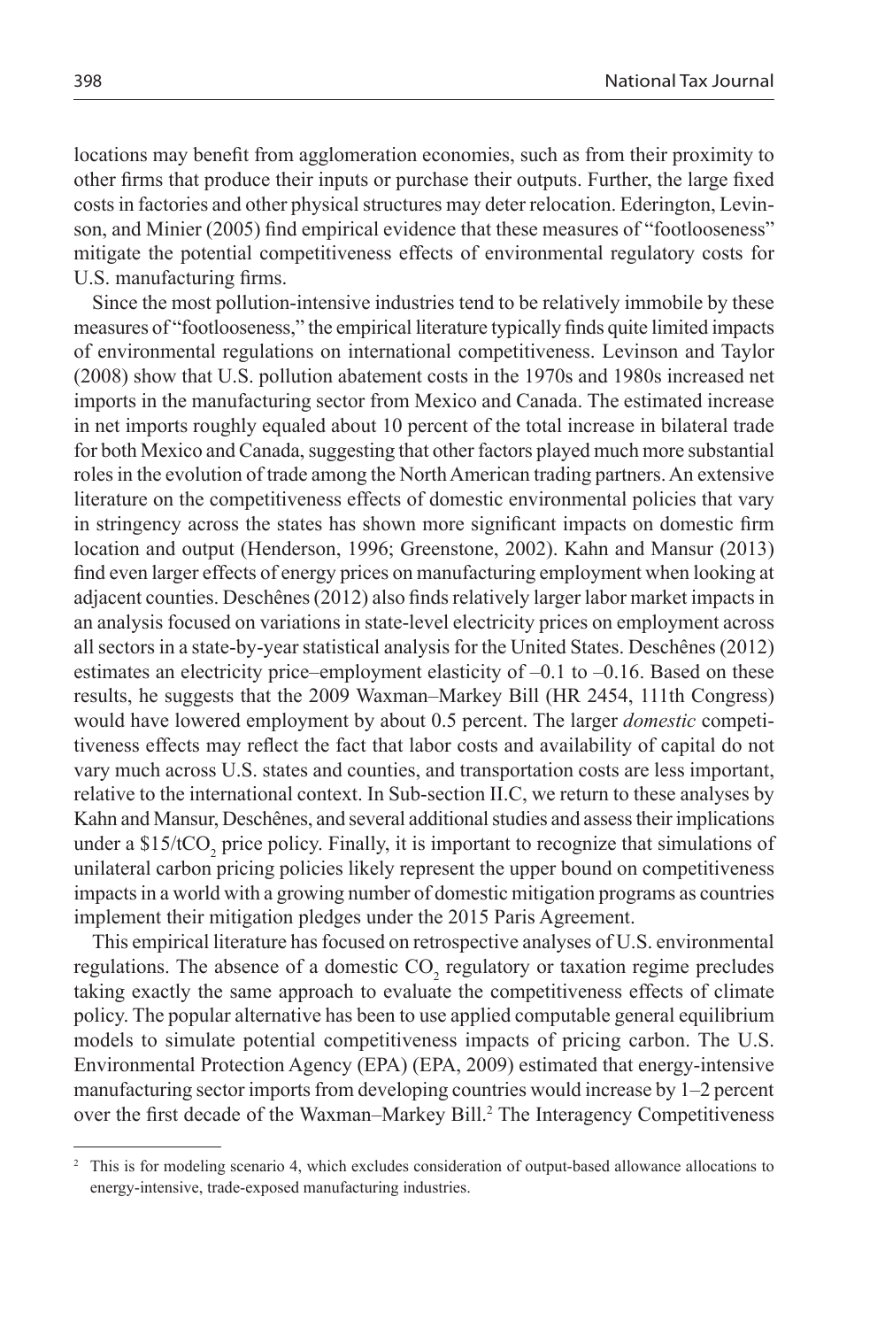locations may benefit from agglomeration economies, such as from their proximity to other firms that produce their inputs or purchase their outputs. Further, the large fixed costs in factories and other physical structures may deter relocation. Ederington, Levinson, and Minier (2005) find empirical evidence that these measures of "footlooseness" mitigate the potential competitiveness effects of environmental regulatory costs for U.S. manufacturing firms.

Since the most pollution-intensive industries tend to be relatively immobile by these measures of "footlooseness," the empirical literature typically finds quite limited impacts of environmental regulations on international competitiveness. Levinson and Taylor (2008) show that U.S. pollution abatement costs in the 1970s and 1980s increased net imports in the manufacturing sector from Mexico and Canada. The estimated increase in net imports roughly equaled about 10 percent of the total increase in bilateral trade for both Mexico and Canada, suggesting that other factors played much more substantial roles in the evolution of trade among the North American trading partners. An extensive literature on the competitiveness effects of domestic environmental policies that vary in stringency across the states has shown more significant impacts on domestic firm location and output (Henderson, 1996; Greenstone, 2002). Kahn and Mansur (2013) find even larger effects of energy prices on manufacturing employment when looking at adjacent counties. Deschênes (2012) also finds relatively larger labor market impacts in an analysis focused on variations in state-level electricity prices on employment across all sectors in a state-by-year statistical analysis for the United States. Deschênes (2012) estimates an electricity price–employment elasticity of –0.1 to –0.16. Based on these results, he suggests that the 2009 Waxman–Markey Bill (HR 2454, 111th Congress) would have lowered employment by about 0.5 percent. The larger *domestic* competitiveness effects may reflect the fact that labor costs and availability of capital do not vary much across U.S. states and counties, and transportation costs are less important, relative to the international context. In Sub-section II.C, we return to these analyses by Kahn and Mansur, Deschênes, and several additional studies and assess their implications under a \$15/t$CO_2$ price policy. Finally, it is important to recognize that simulations of unilateral carbon pricing policies likely represent the upper bound on competitiveness impacts in a world with a growing number of domestic mitigation programs as countries implement their mitigation pledges under the 2015 Paris Agreement.

This empirical literature has focused on retrospective analyses of U.S. environmental regulations. The absence of a domestic $CO_2$ regulatory or taxation regime precludes taking exactly the same approach to evaluate the competitiveness effects of climate policy. The popular alternative has been to use applied computable general equilibrium models to simulate potential competitiveness impacts of pricing carbon. The U.S. Environmental Protection Agency (EPA) (EPA, 2009) estimated that energy-intensive manufacturing sector imports from developing countries would increase by 1–2 percent over the first decade of the Waxman–Markey Bill.[2] The Interagency Competitiveness

[2] This is for modeling scenario 4, which excludes consideration of output-based allowance allocations to energy-intensive, trade-exposed manufacturing industries.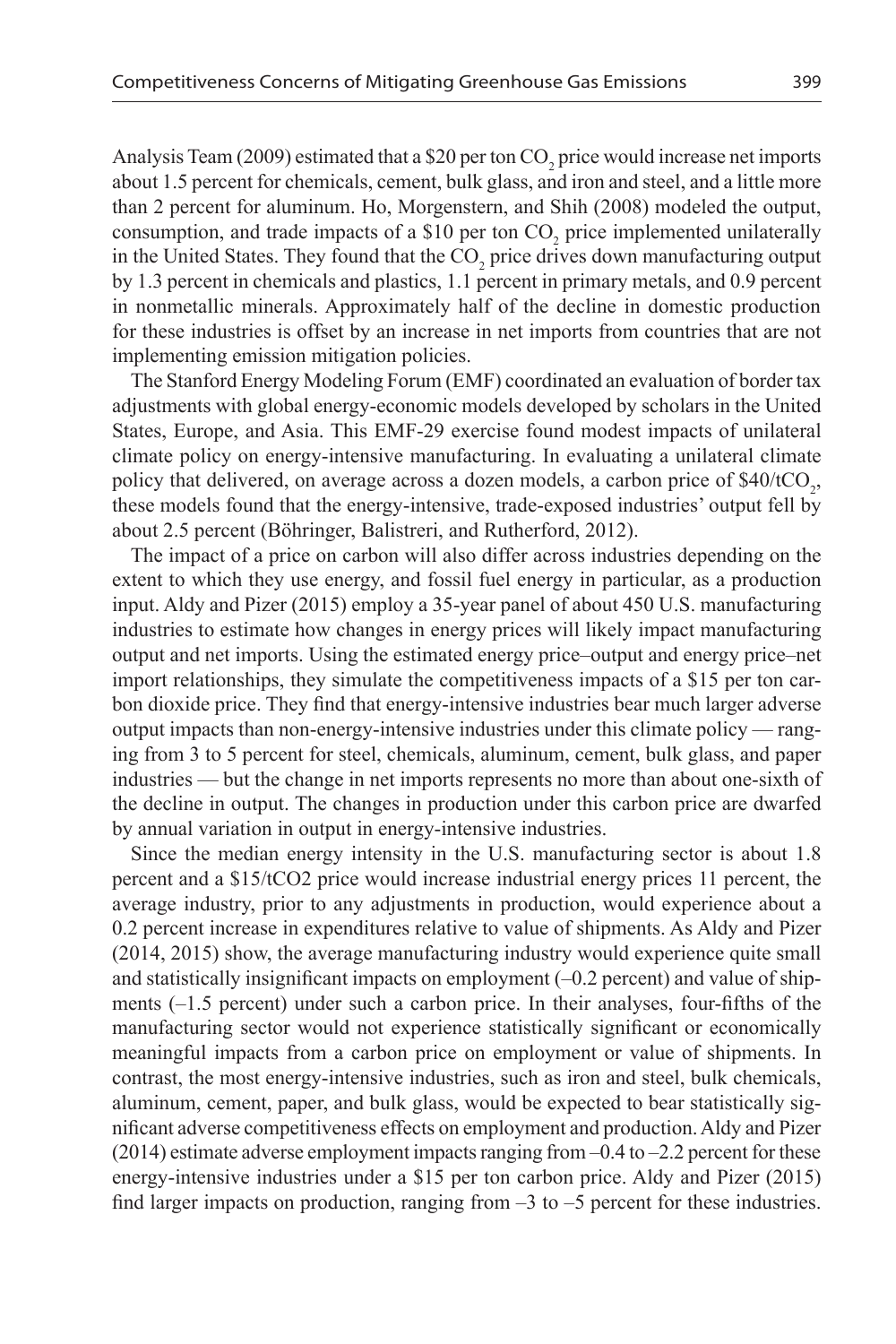Analysis Team (2009) estimated that a \$20 per ton $CO_2$ price would increase net imports about 1.5 percent for chemicals, cement, bulk glass, and iron and steel, and a little more than 2 percent for aluminum. Ho, Morgenstern, and Shih (2008) modeled the output, consumption, and trade impacts of a \$10 per ton $CO_2$ price implemented unilaterally in the United States. They found that the $CO_2$ price drives down manufacturing output by 1.3 percent in chemicals and plastics, 1.1 percent in primary metals, and 0.9 percent in nonmetallic minerals. Approximately half of the decline in domestic production for these industries is offset by an increase in net imports from countries that are not implementing emission mitigation policies.

The Stanford Energy Modeling Forum (EMF) coordinated an evaluation of border tax adjustments with global energy-economic models developed by scholars in the United States, Europe, and Asia. This EMF-29 exercise found modest impacts of unilateral climate policy on energy-intensive manufacturing. In evaluating a unilateral climate policy that delivered, on average across a dozen models, a carbon price of \$40/t$CO_2$, these models found that the energy-intensive, trade-exposed industries' output fell by about 2.5 percent (Böhringer, Balistreri, and Rutherford, 2012).

The impact of a price on carbon will also differ across industries depending on the extent to which they use energy, and fossil fuel energy in particular, as a production input. Aldy and Pizer (2015) employ a 35-year panel of about 450 U.S. manufacturing industries to estimate how changes in energy prices will likely impact manufacturing output and net imports. Using the estimated energy price–output and energy price–net import relationships, they simulate the competitiveness impacts of a \$15 per ton carbon dioxide price. They find that energy-intensive industries bear much larger adverse output impacts than non-energy-intensive industries under this climate policy — ranging from 3 to 5 percent for steel, chemicals, aluminum, cement, bulk glass, and paper industries — but the change in net imports represents no more than about one-sixth of the decline in output. The changes in production under this carbon price are dwarfed by annual variation in output in energy-intensive industries.

Since the median energy intensity in the U.S. manufacturing sector is about 1.8 percent and a \$15/tCO2 price would increase industrial energy prices 11 percent, the average industry, prior to any adjustments in production, would experience about a 0.2 percent increase in expenditures relative to value of shipments. As Aldy and Pizer (2014, 2015) show, the average manufacturing industry would experience quite small and statistically insignificant impacts on employment (–0.2 percent) and value of shipments (–1.5 percent) under such a carbon price. In their analyses, four-fifths of the manufacturing sector would not experience statistically significant or economically meaningful impacts from a carbon price on employment or value of shipments. In contrast, the most energy-intensive industries, such as iron and steel, bulk chemicals, aluminum, cement, paper, and bulk glass, would be expected to bear statistically significant adverse competitiveness effects on employment and production. Aldy and Pizer (2014) estimate adverse employment impacts ranging from –0.4 to –2.2 percent for these energy-intensive industries under a \$15 per ton carbon price. Aldy and Pizer (2015) find larger impacts on production, ranging from –3 to –5 percent for these industries.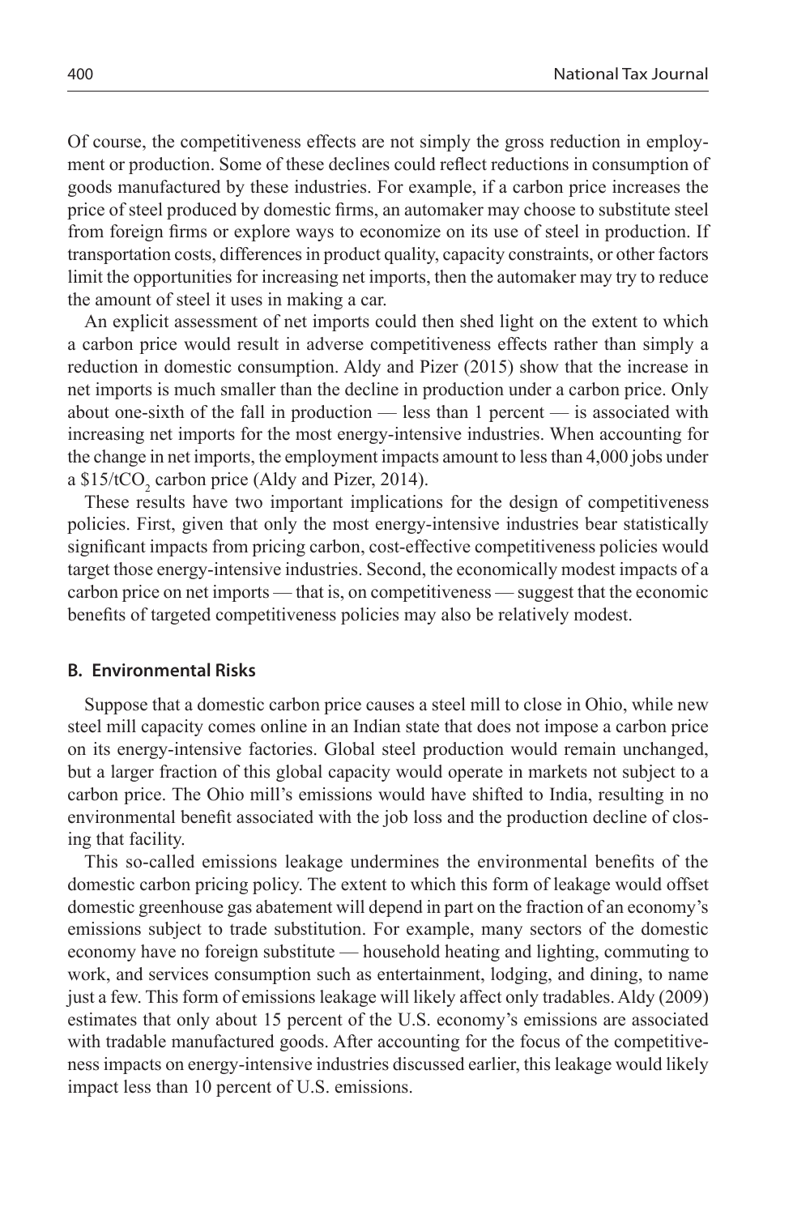Of course, the competitiveness effects are not simply the gross reduction in employment or production. Some of these declines could reflect reductions in consumption of goods manufactured by these industries. For example, if a carbon price increases the price of steel produced by domestic firms, an automaker may choose to substitute steel from foreign firms or explore ways to economize on its use of steel in production. If transportation costs, differences in product quality, capacity constraints, or other factors limit the opportunities for increasing net imports, then the automaker may try to reduce the amount of steel it uses in making a car.

An explicit assessment of net imports could then shed light on the extent to which a carbon price would result in adverse competitiveness effects rather than simply a reduction in domestic consumption. Aldy and Pizer (2015) show that the increase in net imports is much smaller than the decline in production under a carbon price. Only about one-sixth of the fall in production — less than 1 percent — is associated with increasing net imports for the most energy-intensive industries. When accounting for the change in net imports, the employment impacts amount to less than 4,000 jobs under a \$15/t$CO_2$ carbon price (Aldy and Pizer, 2014).

These results have two important implications for the design of competitiveness policies. First, given that only the most energy-intensive industries bear statistically significant impacts from pricing carbon, cost-effective competitiveness policies would target those energy-intensive industries. Second, the economically modest impacts of a carbon price on net imports — that is, on competitiveness — suggest that the economic benefits of targeted competitiveness policies may also be relatively modest.

### B. Environmental Risks

Suppose that a domestic carbon price causes a steel mill to close in Ohio, while new steel mill capacity comes online in an Indian state that does not impose a carbon price on its energy-intensive factories. Global steel production would remain unchanged, but a larger fraction of this global capacity would operate in markets not subject to a carbon price. The Ohio mill's emissions would have shifted to India, resulting in no environmental benefit associated with the job loss and the production decline of closing that facility.

This so-called emissions leakage undermines the environmental benefits of the domestic carbon pricing policy. The extent to which this form of leakage would offset domestic greenhouse gas abatement will depend in part on the fraction of an economy's emissions subject to trade substitution. For example, many sectors of the domestic economy have no foreign substitute — household heating and lighting, commuting to work, and services consumption such as entertainment, lodging, and dining, to name just a few. This form of emissions leakage will likely affect only tradables. Aldy (2009) estimates that only about 15 percent of the U.S. economy's emissions are associated with tradable manufactured goods. After accounting for the focus of the competitiveness impacts on energy-intensive industries discussed earlier, this leakage would likely impact less than 10 percent of U.S. emissions.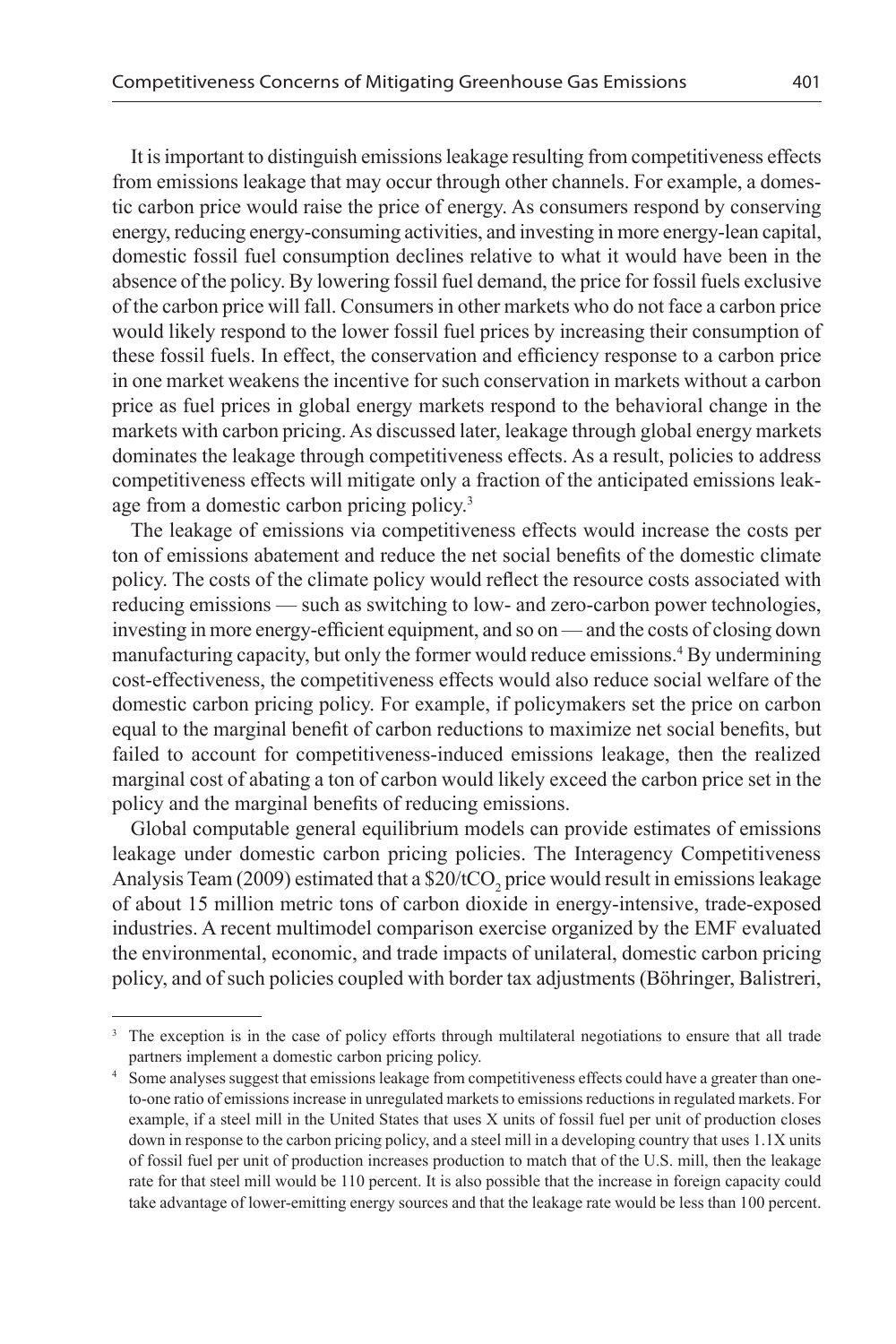It is important to distinguish emissions leakage resulting from competitiveness effects from emissions leakage that may occur through other channels. For example, a domestic carbon price would raise the price of energy. As consumers respond by conserving energy, reducing energy-consuming activities, and investing in more energy-lean capital, domestic fossil fuel consumption declines relative to what it would have been in the absence of the policy. By lowering fossil fuel demand, the price for fossil fuels exclusive of the carbon price will fall. Consumers in other markets who do not face a carbon price would likely respond to the lower fossil fuel prices by increasing their consumption of these fossil fuels. In effect, the conservation and efficiency response to a carbon price in one market weakens the incentive for such conservation in markets without a carbon price as fuel prices in global energy markets respond to the behavioral change in the markets with carbon pricing. As discussed later, leakage through global energy markets dominates the leakage through competitiveness effects. As a result, policies to address competitiveness effects will mitigate only a fraction of the anticipated emissions leakage from a domestic carbon pricing policy.[3]

The leakage of emissions via competitiveness effects would increase the costs per ton of emissions abatement and reduce the net social benefits of the domestic climate policy. The costs of the climate policy would reflect the resource costs associated with reducing emissions — such as switching to low- and zero-carbon power technologies, investing in more energy-efficient equipment, and so on — and the costs of closing down manufacturing capacity, but only the former would reduce emissions.[4] By undermining cost-effectiveness, the competitiveness effects would also reduce social welfare of the domestic carbon pricing policy. For example, if policymakers set the price on carbon equal to the marginal benefit of carbon reductions to maximize net social benefits, but failed to account for competitiveness-induced emissions leakage, then the realized marginal cost of abating a ton of carbon would likely exceed the carbon price set in the policy and the marginal benefits of reducing emissions.

Global computable general equilibrium models can provide estimates of emissions leakage under domestic carbon pricing policies. The Interagency Competitiveness Analysis Team (2009) estimated that a \$20/t$CO_2$ price would result in emissions leakage of about 15 million metric tons of carbon dioxide in energy-intensive, trade-exposed industries. A recent multimodel comparison exercise organized by the EMF evaluated the environmental, economic, and trade impacts of unilateral, domestic carbon pricing policy, and of such policies coupled with border tax adjustments (Böhringer, Balistreri,

---

[3] The exception is in the case of policy efforts through multilateral negotiations to ensure that all trade partners implement a domestic carbon pricing policy.

[4] Some analyses suggest that emissions leakage from competitiveness effects could have a greater than one-to-one ratio of emissions increase in unregulated markets to emissions reductions in regulated markets. For example, if a steel mill in the United States that uses X units of fossil fuel per unit of production closes down in response to the carbon pricing policy, and a steel mill in a developing country that uses 1.1X units of fossil fuel per unit of production increases production to match that of the U.S. mill, then the leakage rate for that steel mill would be 110 percent. It is also possible that the increase in foreign capacity could take advantage of lower-emitting energy sources and that the leakage rate would be less than 100 percent.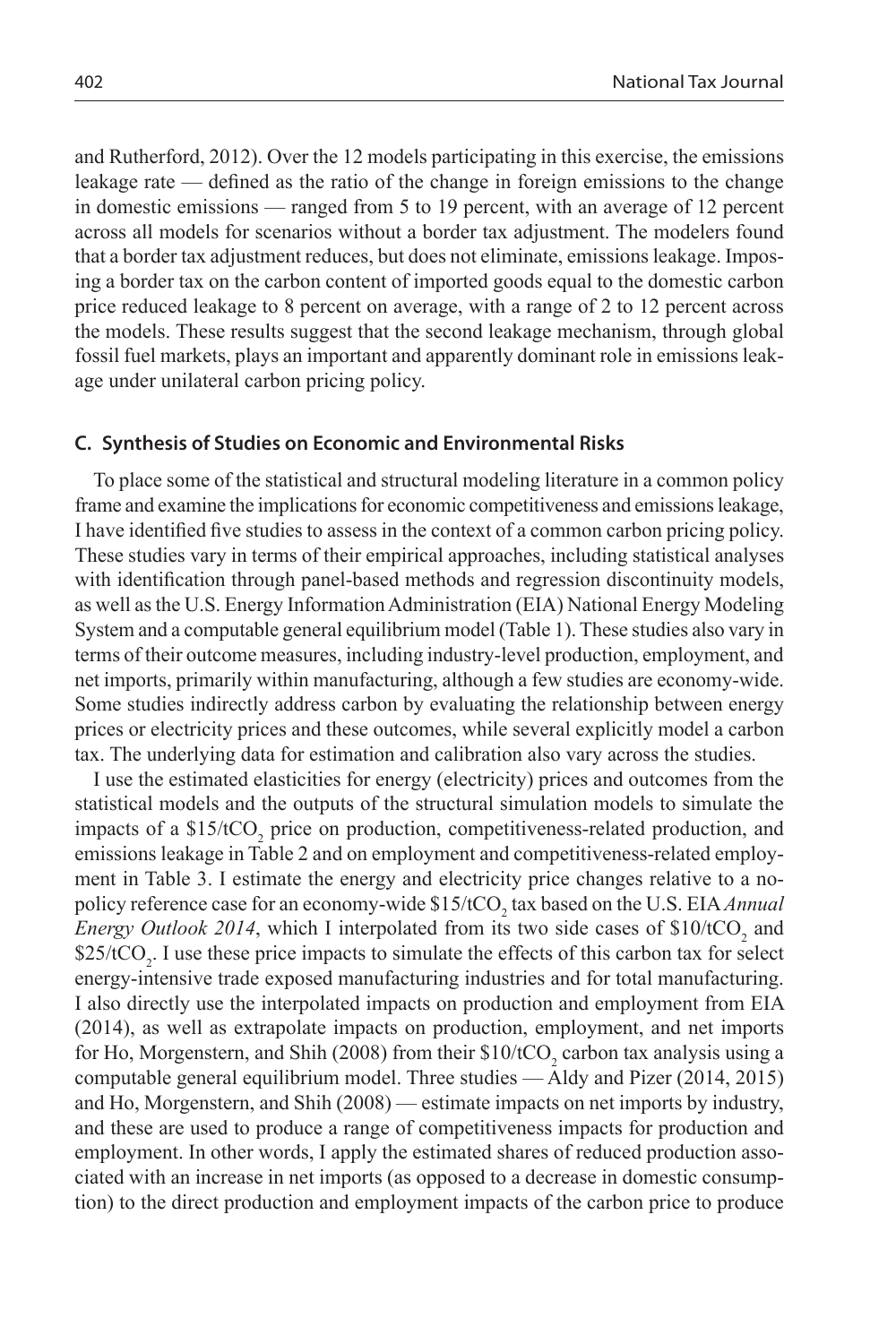and Rutherford, 2012). Over the 12 models participating in this exercise, the emissions leakage rate — defined as the ratio of the change in foreign emissions to the change in domestic emissions — ranged from 5 to 19 percent, with an average of 12 percent across all models for scenarios without a border tax adjustment. The modelers found that a border tax adjustment reduces, but does not eliminate, emissions leakage. Imposing a border tax on the carbon content of imported goods equal to the domestic carbon price reduced leakage to 8 percent on average, with a range of 2 to 12 percent across the models. These results suggest that the second leakage mechanism, through global fossil fuel markets, plays an important and apparently dominant role in emissions leakage under unilateral carbon pricing policy.

### C. Synthesis of Studies on Economic and Environmental Risks

To place some of the statistical and structural modeling literature in a common policy frame and examine the implications for economic competitiveness and emissions leakage, I have identified five studies to assess in the context of a common carbon pricing policy. These studies vary in terms of their empirical approaches, including statistical analyses with identification through panel-based methods and regression discontinuity models, as well as the U.S. Energy Information Administration (EIA) National Energy Modeling System and a computable general equilibrium model (Table 1). These studies also vary in terms of their outcome measures, including industry-level production, employment, and net imports, primarily within manufacturing, although a few studies are economy-wide. Some studies indirectly address carbon by evaluating the relationship between energy prices or electricity prices and these outcomes, while several explicitly model a carbon tax. The underlying data for estimation and calibration also vary across the studies.

I use the estimated elasticities for energy (electricity) prices and outcomes from the statistical models and the outputs of the structural simulation models to simulate the impacts of a \$15/t$CO_2$ price on production, competitiveness-related production, and emissions leakage in Table 2 and on employment and competitiveness-related employment in Table 3. I estimate the energy and electricity price changes relative to a no-policy reference case for an economy-wide \$15/t$CO_2$ tax based on the U.S. EIA *Annual Energy Outlook 2014*, which I interpolated from its two side cases of \$10/t$CO_2$ and \$25/t$CO_2$. I use these price impacts to simulate the effects of this carbon tax for select energy-intensive trade exposed manufacturing industries and for total manufacturing. I also directly use the interpolated impacts on production and employment from EIA (2014), as well as extrapolate impacts on production, employment, and net imports for Ho, Morgenstern, and Shih (2008) from their \$10/t$CO_2$ carbon tax analysis using a computable general equilibrium model. Three studies — Aldy and Pizer (2014, 2015) and Ho, Morgenstern, and Shih (2008) — estimate impacts on net imports by industry, and these are used to produce a range of competitiveness impacts for production and employment. In other words, I apply the estimated shares of reduced production associated with an increase in net imports (as opposed to a decrease in domestic consumption) to the direct production and employment impacts of the carbon price to produce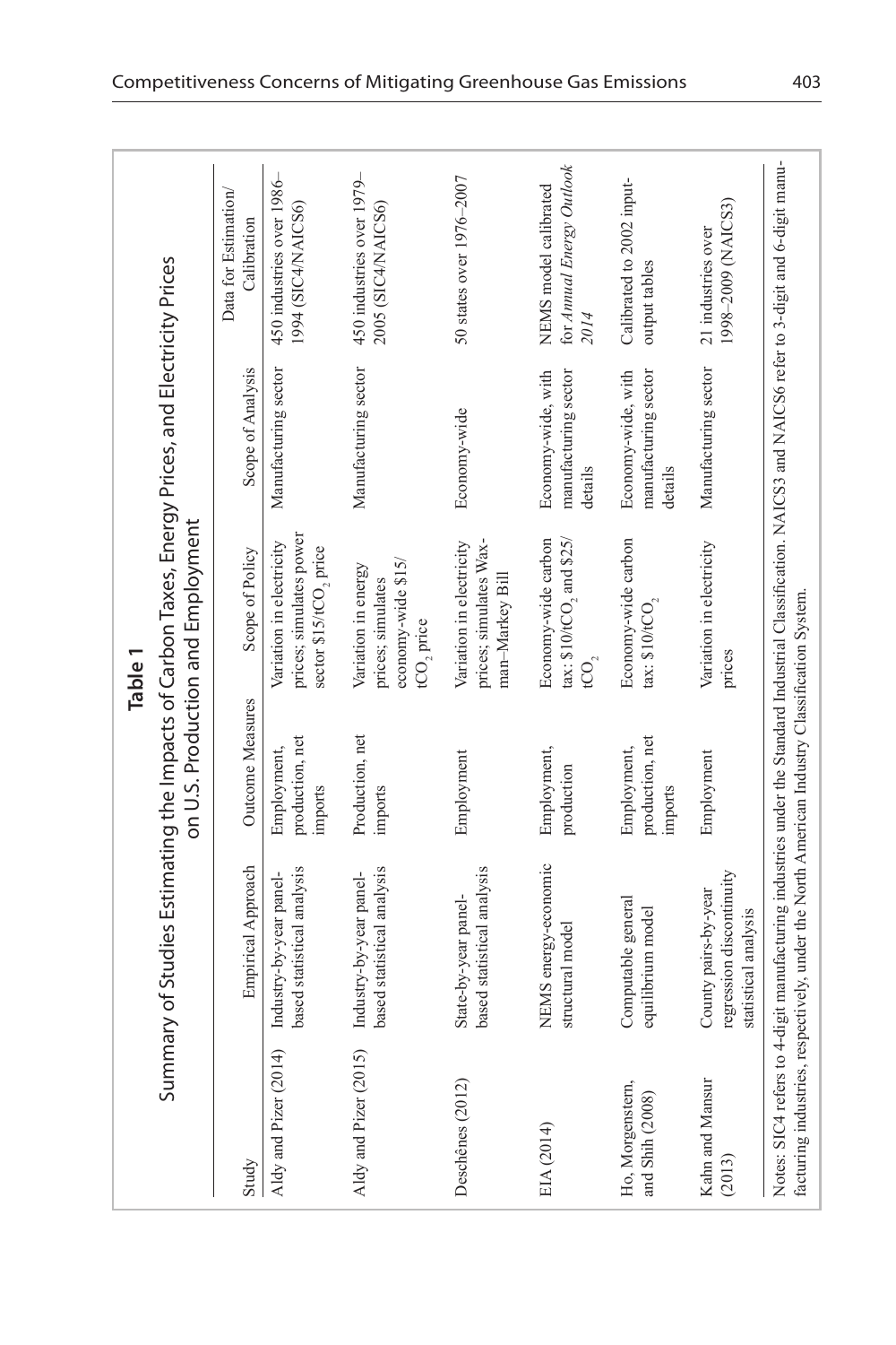**Table 1**

Summary of Studies Estimating the Impacts of Carbon Taxes, Energy Prices, and Electricity Prices on U.S. Production and Employment

| Study | Empirical Approach | Outcome Measures | Scope of Policy | Scope of Analysis | Data for Estimation/ Calibration |
|---|---|---|---|---|---|
| Aldy and Pizer (2014) | Industry-by-year panel-based statistical analysis | Employment, production, net imports | Variation in electricity prices; simulates power sector \$15/t$CO_2$ price | Manufacturing sector | 450 industries over 1986–1994 (SIC4/NAICS6) |
| Aldy and Pizer (2015) | Industry-by-year panel-based statistical analysis | Production, net imports | Variation in energy prices; simulates economy-wide \$15/t$CO_2$ price | Manufacturing sector | 450 industries over 1979–2005 (SIC4/NAICS6) |
| Deschênes (2012) | State-by-year panel-based statistical analysis | Employment | Variation in electricity prices; simulates Waxman–Markey Bill | Economy-wide | 50 states over 1976–2007 |
| EIA (2014) | NEMS energy-economic structural model | Employment, production | Economy-wide carbon tax: \$10/t$CO_2$ and \$25/t$CO_2$ | Economy-wide, with manufacturing sector details | NEMS model calibrated for *Annual Energy Outlook 2014* |
| Ho, Morgenstern, and Shih (2008) | Computable general equilibrium model | Employment, production, net imports | Economy-wide carbon tax: \$10/t$CO_2$ | Economy-wide, with manufacturing sector details | Calibrated to 2002 input-output tables |
| Kahn and Mansur (2013) | County pairs-by-year regression discontinuity statistical analysis | Employment | Variation in electricity prices | Manufacturing sector | 21 industries over 1998–2009 (NAICS3) |

Notes: SIC4 refers to 4-digit manufacturing industries under the Standard Industrial Classification. NAICS3 and NAICS6 refer to 3-digit and 6-digit manufacturing industries, respectively, under the North American Industry Classification System.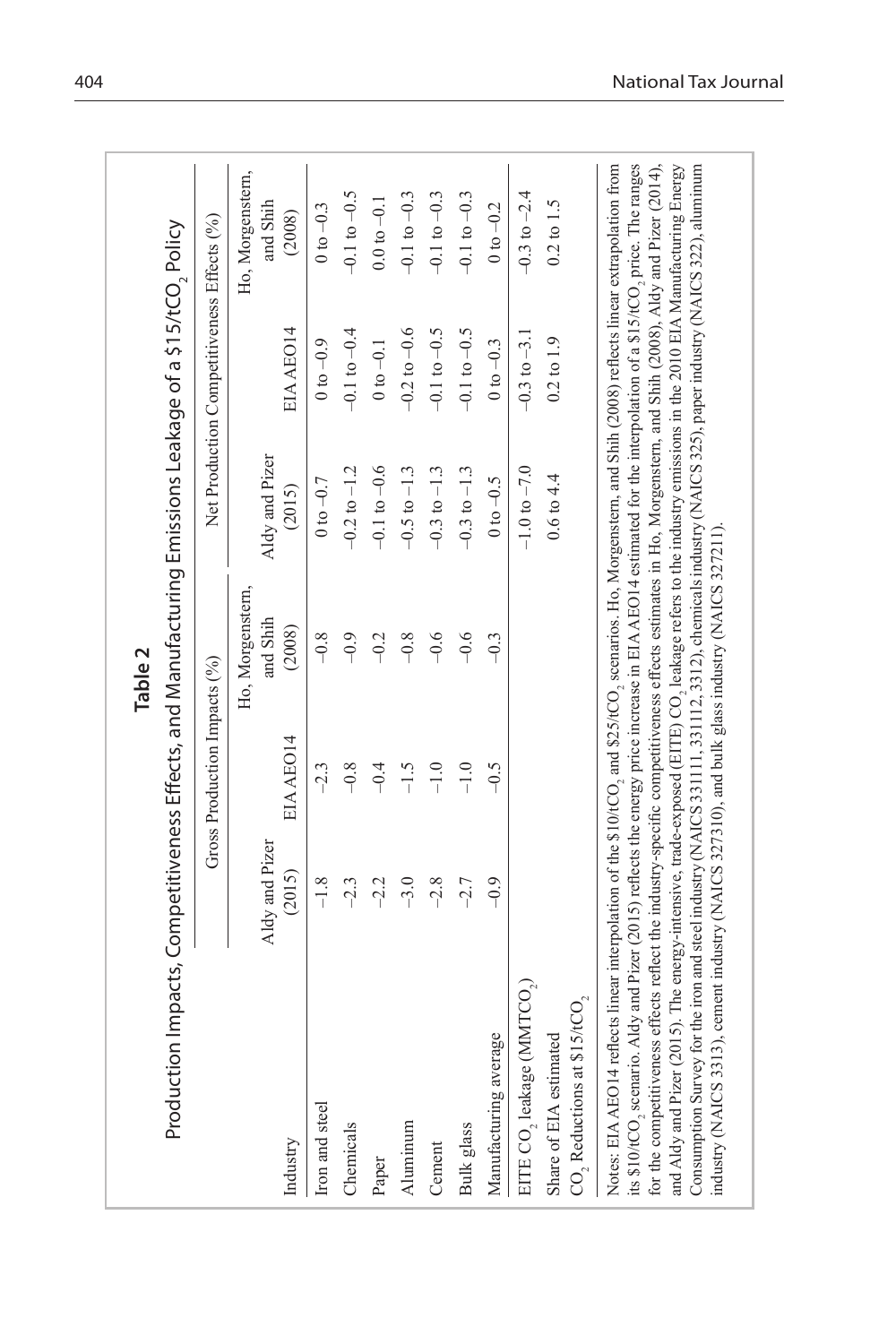**Table 2**

Production Impacts, Competitiveness Effects, and Manufacturing Emissions Leakage of a \$15/t$CO_2$ Policy

| Industry | Gross Production Impacts (%) | | | Net Production Competitiveness Effects (%) | | |
|---|---|---|---|---|---|---|
| | Aldy and Pizer (2015) | EIA AEO14 | Ho, Morgenstern, and Shih (2008) | Aldy and Pizer (2015) | EIA AEO14 | Ho, Morgenstern, and Shih (2008) |
| Iron and steel | –1.8 | –2.3 | –0.8 | 0 to –0.7 | 0 to –0.9 | 0 to –0.3 |
| Chemicals | –2.3 | –0.8 | –0.9 | –0.2 to –1.2 | –0.1 to –0.4 | –0.1 to –0.5 |
| Paper | –2.2 | –0.4 | –0.2 | –0.1 to –0.6 | 0 to –0.1 | 0.0 to –0.1 |
| Aluminum | –3.0 | –1.5 | –0.8 | –0.5 to –1.3 | –0.2 to –0.6 | –0.1 to –0.3 |
| Cement | –2.8 | –1.0 | –0.6 | –0.3 to –1.3 | –0.1 to –0.5 | –0.1 to –0.3 |
| Bulk glass | –2.7 | –1.0 | –0.6 | –0.3 to –1.3 | –0.1 to –0.5 | –0.1 to –0.3 |
| Manufacturing average | –0.9 | –0.5 | –0.3 | 0 to –0.5 | 0 to –0.3 | 0 to –0.2 |
| EITE $CO_2$ leakage (MMT$CO_2$) | | | | –1.0 to –7.0 | –0.3 to –3.1 | –0.3 to –2.4 |
| Share of EIA estimated $CO_2$ Reductions at \$15/t$CO_2$ | | | | 0.6 to 4.4 | 0.2 to 1.9 | 0.2 to 1.5 |

Notes: EIA AEO14 reflects linear interpolation of the \$10/t$CO_2$ and \$25/t$CO_2$ scenarios. Ho, Morgenstern, and Shih (2008) reflects linear extrapolation from its \$10/t$CO_2$ scenario. Aldy and Pizer (2015) reflects the energy price increase in EIA AEO14 estimated for the interpolation of a \$15/t$CO_2$ price. The ranges for the competitiveness effects reflect the industry-specific competitiveness effects estimates in Ho, Morgenstern, and Shih (2008), Aldy and Pizer (2014), and Aldy and Pizer (2015). The energy-intensive, trade-exposed (EITE) $CO_2$ leakage refers to the industry emissions in the 2010 EIA Manufacturing Energy Consumption Survey for the iron and steel industry (NAICS 331111, 331112, 3312), chemicals industry (NAICS 325), paper industry (NAICS 322), aluminum industry (NAICS 3313), cement industry (NAICS 327310), and bulk glass industry (NAICS 327211).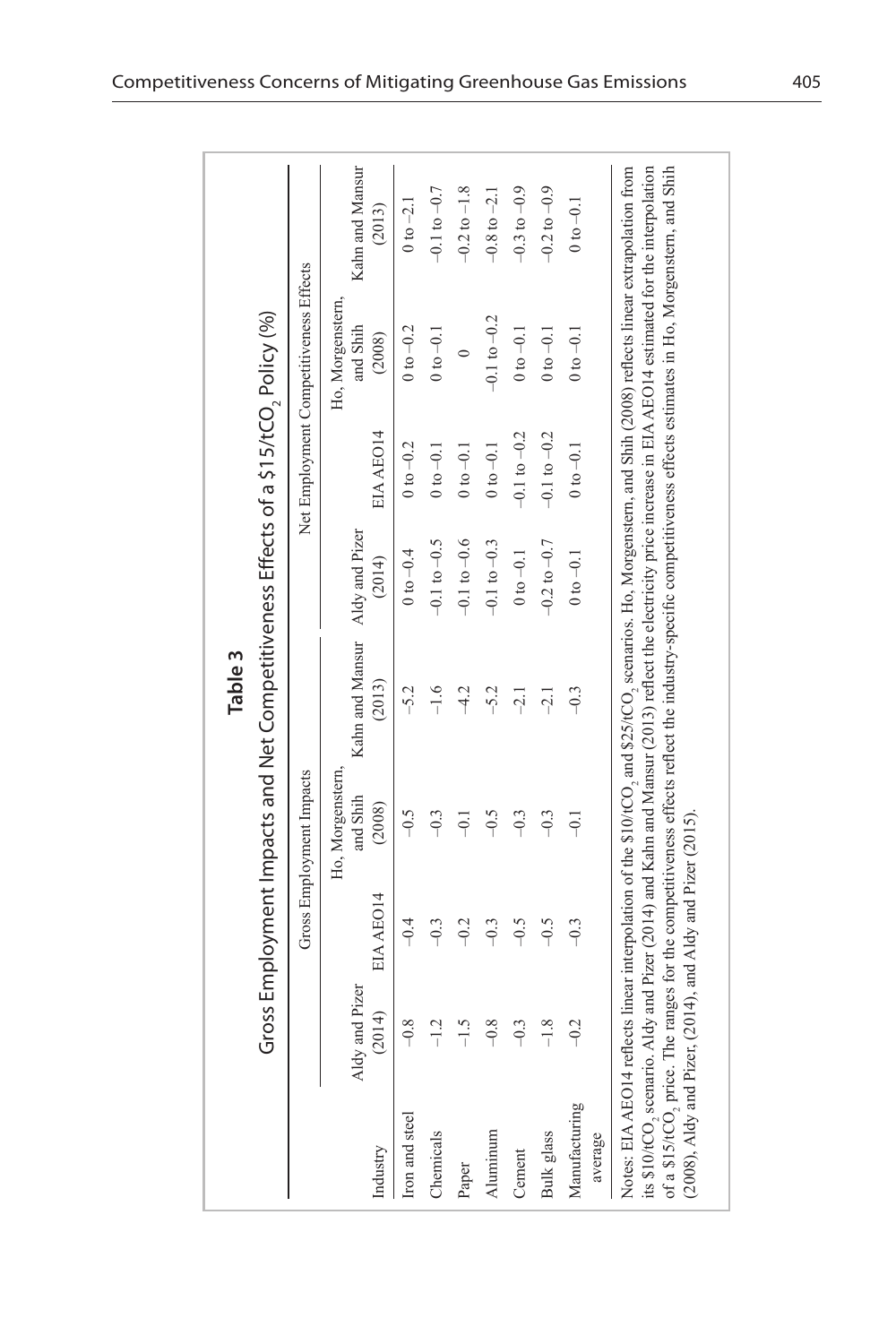**Table 3**

Gross Employment Impacts and Net Competitiveness Effects of a \$15/tCO$_2$ Policy (%)

| Industry | Gross Employment Impacts | | | | Net Employment Competitiveness Effects | | | |
|---|---|---|---|---|---|---|---|---|
| | Aldy and Pizer (2014) | EIA AEO14 | Ho, Morgenstern, and Shih (2008) | Kahn and Mansur (2013) | Aldy and Pizer (2014) | EIA AEO14 | Ho, Morgenstern, and Shih (2008) | Kahn and Mansur (2013) |
| Iron and steel | −0.8 | −0.4 | −0.5 | −5.2 | 0 to −0.4 | 0 to −0.2 | 0 to −0.2 | 0 to −2.1 |
| Chemicals | −1.2 | −0.3 | −0.3 | −1.6 | −0.1 to −0.5 | 0 to −0.1 | 0 to −0.1 | −0.1 to −0.7 |
| Paper | −1.5 | −0.2 | −0.1 | −4.2 | −0.1 to −0.6 | 0 to −0.1 | 0 | −0.2 to −1.8 |
| Aluminum | −0.8 | −0.3 | −0.5 | −5.2 | −0.1 to −0.3 | 0 to −0.1 | −0.1 to −0.2 | −0.8 to −2.1 |
| Cement | −0.3 | −0.5 | −0.3 | −2.1 | 0 to −0.1 | −0.1 to −0.2 | 0 to −0.1 | −0.3 to −0.9 |
| Bulk glass | −1.8 | −0.5 | −0.3 | −2.1 | −0.2 to −0.7 | −0.1 to −0.2 | 0 to −0.1 | −0.2 to −0.9 |
| Manufacturing average | −0.2 | −0.3 | −0.1 | −0.3 | 0 to −0.1 | 0 to −0.1 | 0 to −0.1 | 0 to −0.1 |

Notes: EIA AEO14 reflects linear interpolation of the \$10/tCO$_2$ and \$25/tCO$_2$ scenarios. Ho, Morgenstern, and Shih (2008) reflects linear extrapolation from its \$10/tCO$_2$ scenario. Aldy and Pizer (2014) and Kahn and Mansur (2013) reflect the electricity price increase in EIA AEO14 estimated for the interpolation of a \$15/tCO$_2$ price. The ranges for the competitiveness effects reflect the industry-specific competitiveness effects estimates in Ho, Morgenstern, and Shih (2008), Aldy and Pizer, (2014), and Aldy and Pizer (2015).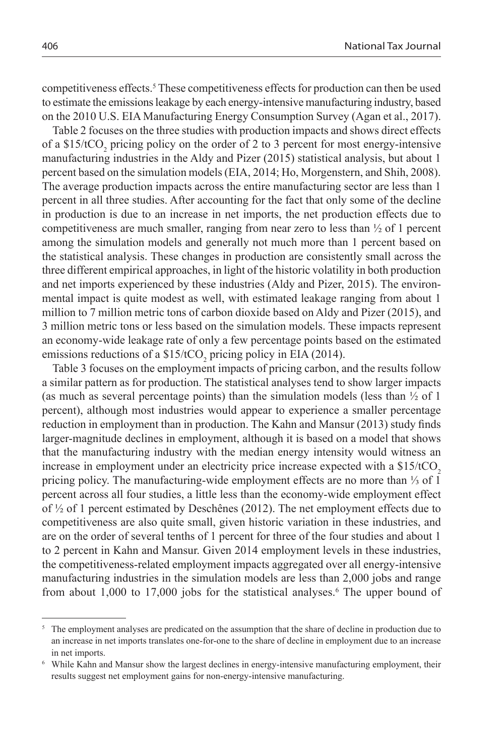competitiveness effects.[5] These competitiveness effects for production can then be used to estimate the emissions leakage by each energy-intensive manufacturing industry, based on the 2010 U.S. EIA Manufacturing Energy Consumption Survey (Agan et al., 2017).

Table 2 focuses on the three studies with production impacts and shows direct effects of a $15/tCO_2$ pricing policy on the order of 2 to 3 percent for most energy-intensive manufacturing industries in the Aldy and Pizer (2015) statistical analysis, but about 1 percent based on the simulation models (EIA, 2014; Ho, Morgenstern, and Shih, 2008). The average production impacts across the entire manufacturing sector are less than 1 percent in all three studies. After accounting for the fact that only some of the decline in production is due to an increase in net imports, the net production effects due to competitiveness are much smaller, ranging from near zero to less than ½ of 1 percent among the simulation models and generally not much more than 1 percent based on the statistical analysis. These changes in production are consistently small across the three different empirical approaches, in light of the historic volatility in both production and net imports experienced by these industries (Aldy and Pizer, 2015). The environmental impact is quite modest as well, with estimated leakage ranging from about 1 million to 7 million metric tons of carbon dioxide based on Aldy and Pizer (2015), and 3 million metric tons or less based on the simulation models. These impacts represent an economy-wide leakage rate of only a few percentage points based on the estimated emissions reductions of a $15/tCO_2$ pricing policy in EIA (2014).

Table 3 focuses on the employment impacts of pricing carbon, and the results follow a similar pattern as for production. The statistical analyses tend to show larger impacts (as much as several percentage points) than the simulation models (less than ½ of 1 percent), although most industries would appear to experience a smaller percentage reduction in employment than in production. The Kahn and Mansur (2013) study finds larger-magnitude declines in employment, although it is based on a model that shows that the manufacturing industry with the median energy intensity would witness an increase in employment under an electricity price increase expected with a $15/tCO_2$ pricing policy. The manufacturing-wide employment effects are no more than ⅓ of 1 percent across all four studies, a little less than the economy-wide employment effect of ½ of 1 percent estimated by Deschênes (2012). The net employment effects due to competitiveness are also quite small, given historic variation in these industries, and are on the order of several tenths of 1 percent for three of the four studies and about 1 to 2 percent in Kahn and Mansur. Given 2014 employment levels in these industries, the competitiveness-related employment impacts aggregated over all energy-intensive manufacturing industries in the simulation models are less than 2,000 jobs and range from about 1,000 to 17,000 jobs for the statistical analyses.[6] The upper bound of

[5] The employment analyses are predicated on the assumption that the share of decline in production due to an increase in net imports translates one-for-one to the share of decline in employment due to an increase in net imports.

[6] While Kahn and Mansur show the largest declines in energy-intensive manufacturing employment, their results suggest net employment gains for non-energy-intensive manufacturing.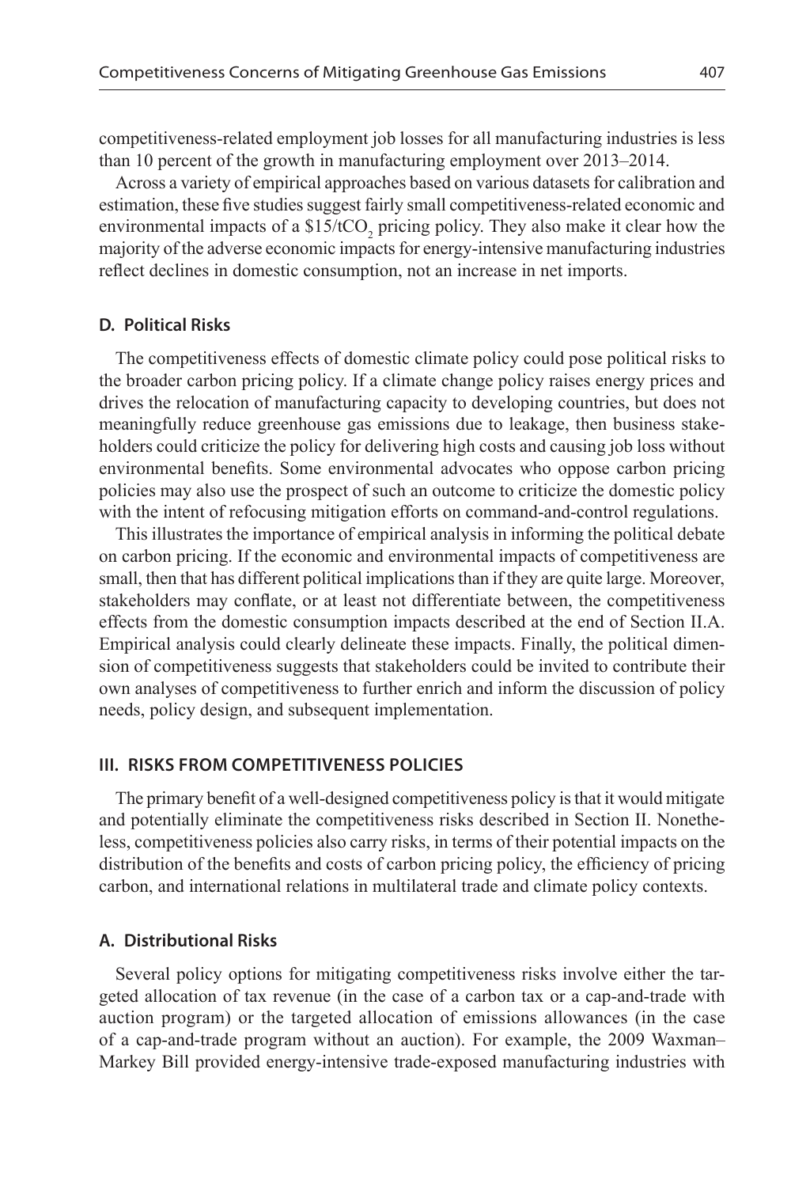competitiveness-related employment job losses for all manufacturing industries is less than 10 percent of the growth in manufacturing employment over 2013–2014.

Across a variety of empirical approaches based on various datasets for calibration and estimation, these five studies suggest fairly small competitiveness-related economic and environmental impacts of a $15/tCO_2$ pricing policy. They also make it clear how the majority of the adverse economic impacts for energy-intensive manufacturing industries reflect declines in domestic consumption, not an increase in net imports.

### D. Political Risks

The competitiveness effects of domestic climate policy could pose political risks to the broader carbon pricing policy. If a climate change policy raises energy prices and drives the relocation of manufacturing capacity to developing countries, but does not meaningfully reduce greenhouse gas emissions due to leakage, then business stakeholders could criticize the policy for delivering high costs and causing job loss without environmental benefits. Some environmental advocates who oppose carbon pricing policies may also use the prospect of such an outcome to criticize the domestic policy with the intent of refocusing mitigation efforts on command-and-control regulations.

This illustrates the importance of empirical analysis in informing the political debate on carbon pricing. If the economic and environmental impacts of competitiveness are small, then that has different political implications than if they are quite large. Moreover, stakeholders may conflate, or at least not differentiate between, the competitiveness effects from the domestic consumption impacts described at the end of Section II.A. Empirical analysis could clearly delineate these impacts. Finally, the political dimension of competitiveness suggests that stakeholders could be invited to contribute their own analyses of competitiveness to further enrich and inform the discussion of policy needs, policy design, and subsequent implementation.

## III. RISKS FROM COMPETITIVENESS POLICIES

The primary benefit of a well-designed competitiveness policy is that it would mitigate and potentially eliminate the competitiveness risks described in Section II. Nonetheless, competitiveness policies also carry risks, in terms of their potential impacts on the distribution of the benefits and costs of carbon pricing policy, the efficiency of pricing carbon, and international relations in multilateral trade and climate policy contexts.

### A. Distributional Risks

Several policy options for mitigating competitiveness risks involve either the targeted allocation of tax revenue (in the case of a carbon tax or a cap-and-trade with auction program) or the targeted allocation of emissions allowances (in the case of a cap-and-trade program without an auction). For example, the 2009 Waxman–Markey Bill provided energy-intensive trade-exposed manufacturing industries with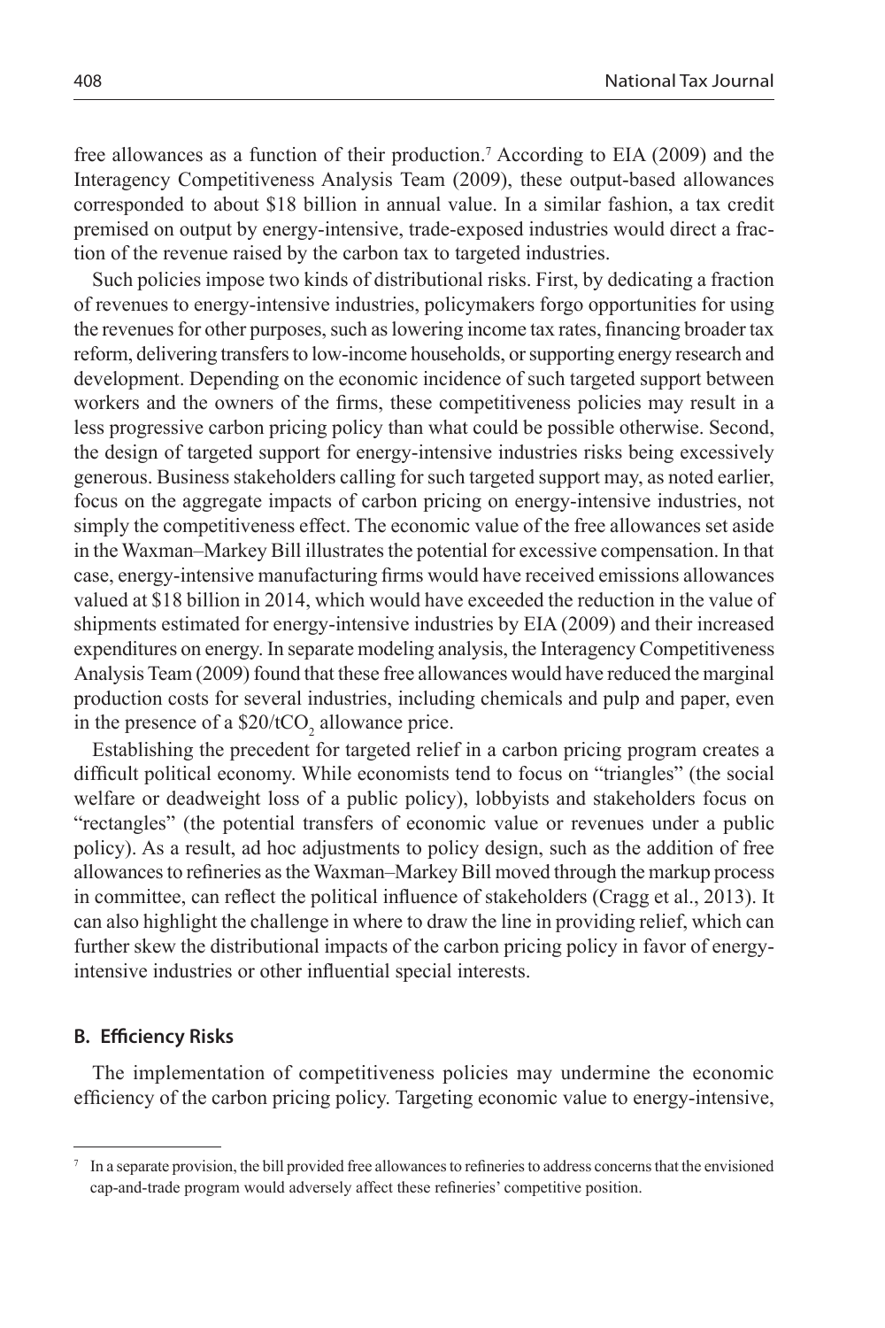free allowances as a function of their production.[7] According to EIA (2009) and the Interagency Competitiveness Analysis Team (2009), these output-based allowances corresponded to about $18 billion in annual value. In a similar fashion, a tax credit premised on output by energy-intensive, trade-exposed industries would direct a fraction of the revenue raised by the carbon tax to targeted industries.

Such policies impose two kinds of distributional risks. First, by dedicating a fraction of revenues to energy-intensive industries, policymakers forgo opportunities for using the revenues for other purposes, such as lowering income tax rates, financing broader tax reform, delivering transfers to low-income households, or supporting energy research and development. Depending on the economic incidence of such targeted support between workers and the owners of the firms, these competitiveness policies may result in a less progressive carbon pricing policy than what could be possible otherwise. Second, the design of targeted support for energy-intensive industries risks being excessively generous. Business stakeholders calling for such targeted support may, as noted earlier, focus on the aggregate impacts of carbon pricing on energy-intensive industries, not simply the competitiveness effect. The economic value of the free allowances set aside in the Waxman–Markey Bill illustrates the potential for excessive compensation. In that case, energy-intensive manufacturing firms would have received emissions allowances valued at $18 billion in 2014, which would have exceeded the reduction in the value of shipments estimated for energy-intensive industries by EIA (2009) and their increased expenditures on energy. In separate modeling analysis, the Interagency Competitiveness Analysis Team (2009) found that these free allowances would have reduced the marginal production costs for several industries, including chemicals and pulp and paper, even in the presence of a $20/t$CO_2$ allowance price.

Establishing the precedent for targeted relief in a carbon pricing program creates a difficult political economy. While economists tend to focus on "triangles" (the social welfare or deadweight loss of a public policy), lobbyists and stakeholders focus on "rectangles" (the potential transfers of economic value or revenues under a public policy). As a result, ad hoc adjustments to policy design, such as the addition of free allowances to refineries as the Waxman–Markey Bill moved through the markup process in committee, can reflect the political influence of stakeholders (Cragg et al., 2013). It can also highlight the challenge in where to draw the line in providing relief, which can further skew the distributional impacts of the carbon pricing policy in favor of energy-intensive industries or other influential special interests.

### B. Efficiency Risks

The implementation of competitiveness policies may undermine the economic efficiency of the carbon pricing policy. Targeting economic value to energy-intensive,

---

[7] In a separate provision, the bill provided free allowances to refineries to address concerns that the envisioned cap-and-trade program would adversely affect these refineries' competitive position.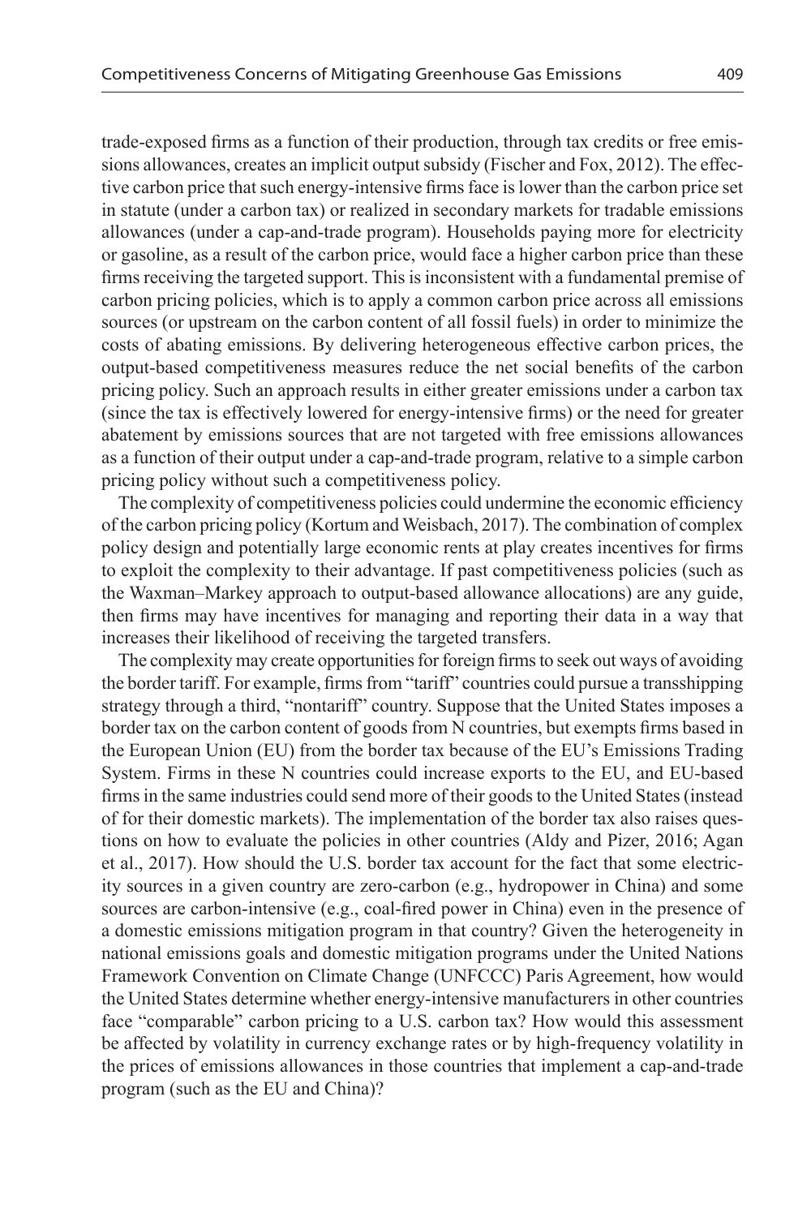trade-exposed firms as a function of their production, through tax credits or free emissions allowances, creates an implicit output subsidy (Fischer and Fox, 2012). The effective carbon price that such energy-intensive firms face is lower than the carbon price set in statute (under a carbon tax) or realized in secondary markets for tradable emissions allowances (under a cap-and-trade program). Households paying more for electricity or gasoline, as a result of the carbon price, would face a higher carbon price than these firms receiving the targeted support. This is inconsistent with a fundamental premise of carbon pricing policies, which is to apply a common carbon price across all emissions sources (or upstream on the carbon content of all fossil fuels) in order to minimize the costs of abating emissions. By delivering heterogeneous effective carbon prices, the output-based competitiveness measures reduce the net social benefits of the carbon pricing policy. Such an approach results in either greater emissions under a carbon tax (since the tax is effectively lowered for energy-intensive firms) or the need for greater abatement by emissions sources that are not targeted with free emissions allowances as a function of their output under a cap-and-trade program, relative to a simple carbon pricing policy without such a competitiveness policy.

The complexity of competitiveness policies could undermine the economic efficiency of the carbon pricing policy (Kortum and Weisbach, 2017). The combination of complex policy design and potentially large economic rents at play creates incentives for firms to exploit the complexity to their advantage. If past competitiveness policies (such as the Waxman–Markey approach to output-based allowance allocations) are any guide, then firms may have incentives for managing and reporting their data in a way that increases their likelihood of receiving the targeted transfers.

The complexity may create opportunities for foreign firms to seek out ways of avoiding the border tariff. For example, firms from "tariff" countries could pursue a transshipping strategy through a third, "nontariff" country. Suppose that the United States imposes a border tax on the carbon content of goods from N countries, but exempts firms based in the European Union (EU) from the border tax because of the EU's Emissions Trading System. Firms in these N countries could increase exports to the EU, and EU-based firms in the same industries could send more of their goods to the United States (instead of for their domestic markets). The implementation of the border tax also raises questions on how to evaluate the policies in other countries (Aldy and Pizer, 2016; Agan et al., 2017). How should the U.S. border tax account for the fact that some electricity sources in a given country are zero-carbon (e.g., hydropower in China) and some sources are carbon-intensive (e.g., coal-fired power in China) even in the presence of a domestic emissions mitigation program in that country? Given the heterogeneity in national emissions goals and domestic mitigation programs under the United Nations Framework Convention on Climate Change (UNFCCC) Paris Agreement, how would the United States determine whether energy-intensive manufacturers in other countries face "comparable" carbon pricing to a U.S. carbon tax? How would this assessment be affected by volatility in currency exchange rates or by high-frequency volatility in the prices of emissions allowances in those countries that implement a cap-and-trade program (such as the EU and China)?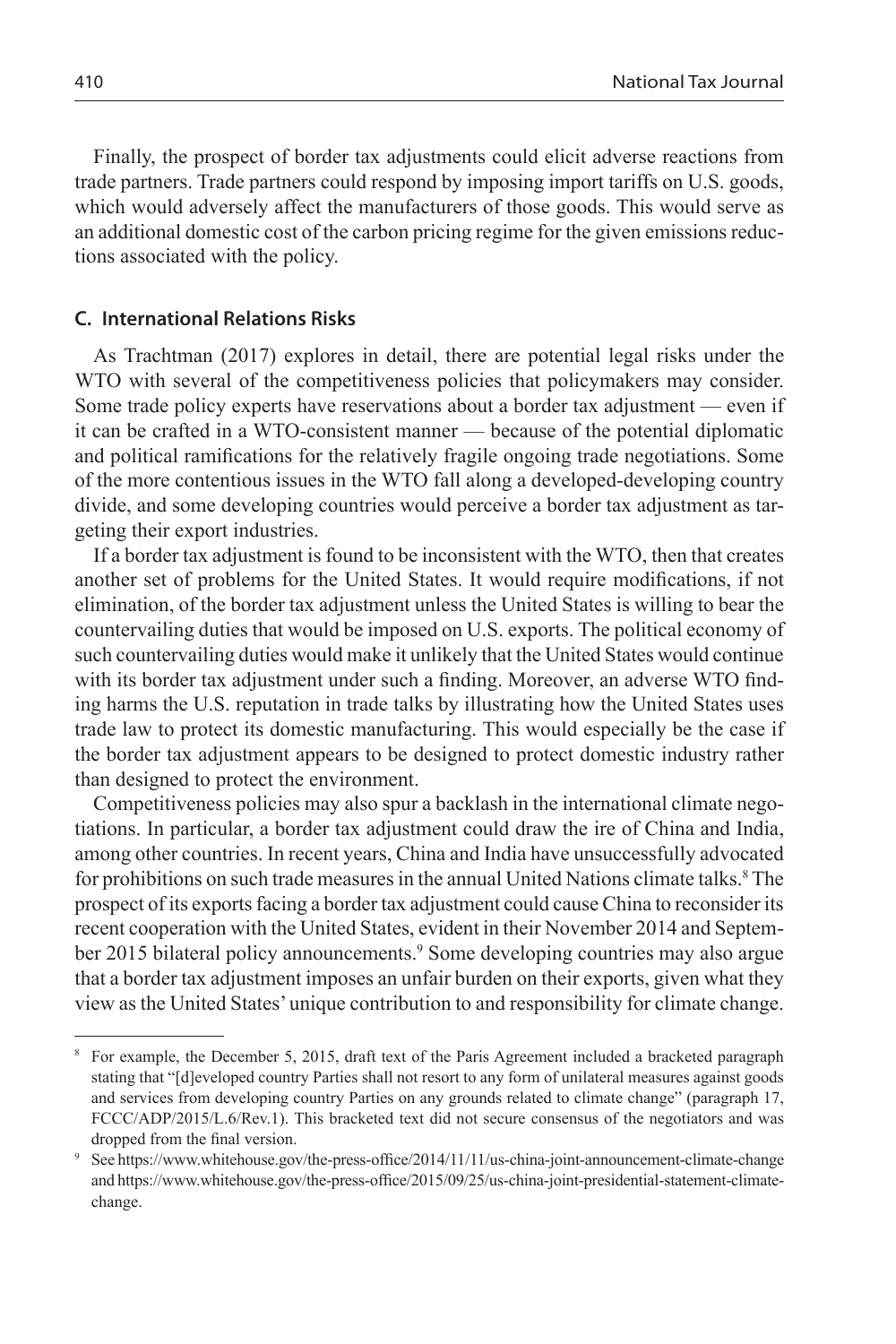Finally, the prospect of border tax adjustments could elicit adverse reactions from trade partners. Trade partners could respond by imposing import tariffs on U.S. goods, which would adversely affect the manufacturers of those goods. This would serve as an additional domestic cost of the carbon pricing regime for the given emissions reductions associated with the policy.

### C. International Relations Risks

As Trachtman (2017) explores in detail, there are potential legal risks under the WTO with several of the competitiveness policies that policymakers may consider. Some trade policy experts have reservations about a border tax adjustment — even if it can be crafted in a WTO-consistent manner — because of the potential diplomatic and political ramifications for the relatively fragile ongoing trade negotiations. Some of the more contentious issues in the WTO fall along a developed-developing country divide, and some developing countries would perceive a border tax adjustment as targeting their export industries.

If a border tax adjustment is found to be inconsistent with the WTO, then that creates another set of problems for the United States. It would require modifications, if not elimination, of the border tax adjustment unless the United States is willing to bear the countervailing duties that would be imposed on U.S. exports. The political economy of such countervailing duties would make it unlikely that the United States would continue with its border tax adjustment under such a finding. Moreover, an adverse WTO finding harms the U.S. reputation in trade talks by illustrating how the United States uses trade law to protect its domestic manufacturing. This would especially be the case if the border tax adjustment appears to be designed to protect domestic industry rather than designed to protect the environment.

Competitiveness policies may also spur a backlash in the international climate negotiations. In particular, a border tax adjustment could draw the ire of China and India, among other countries. In recent years, China and India have unsuccessfully advocated for prohibitions on such trade measures in the annual United Nations climate talks.[8] The prospect of its exports facing a border tax adjustment could cause China to reconsider its recent cooperation with the United States, evident in their November 2014 and September 2015 bilateral policy announcements.[9] Some developing countries may also argue that a border tax adjustment imposes an unfair burden on their exports, given what they view as the United States' unique contribution to and responsibility for climate change.

---

[8] For example, the December 5, 2015, draft text of the Paris Agreement included a bracketed paragraph stating that "[d]eveloped country Parties shall not resort to any form of unilateral measures against goods and services from developing country Parties on any grounds related to climate change" (paragraph 17, FCCC/ADP/2015/L.6/Rev.1). This bracketed text did not secure consensus of the negotiators and was dropped from the final version.

[9] See https://www.whitehouse.gov/the-press-office/2014/11/11/us-china-joint-announcement-climate-change and https://www.whitehouse.gov/the-press-office/2015/09/25/us-china-joint-presidential-statement-climate-change.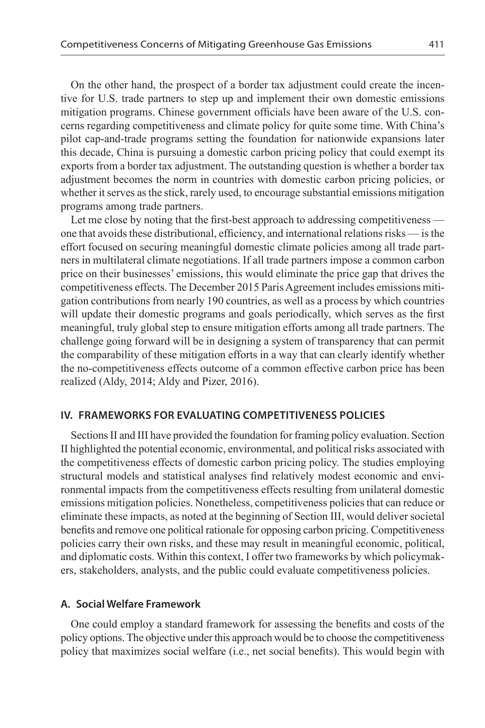On the other hand, the prospect of a border tax adjustment could create the incentive for U.S. trade partners to step up and implement their own domestic emissions mitigation programs. Chinese government officials have been aware of the U.S. concerns regarding competitiveness and climate policy for quite some time. With China's pilot cap-and-trade programs setting the foundation for nationwide expansions later this decade, China is pursuing a domestic carbon pricing policy that could exempt its exports from a border tax adjustment. The outstanding question is whether a border tax adjustment becomes the norm in countries with domestic carbon pricing policies, or whether it serves as the stick, rarely used, to encourage substantial emissions mitigation programs among trade partners.

Let me close by noting that the first-best approach to addressing competitiveness — one that avoids these distributional, efficiency, and international relations risks — is the effort focused on securing meaningful domestic climate policies among all trade partners in multilateral climate negotiations. If all trade partners impose a common carbon price on their businesses' emissions, this would eliminate the price gap that drives the competitiveness effects. The December 2015 Paris Agreement includes emissions mitigation contributions from nearly 190 countries, as well as a process by which countries will update their domestic programs and goals periodically, which serves as the first meaningful, truly global step to ensure mitigation efforts among all trade partners. The challenge going forward will be in designing a system of transparency that can permit the comparability of these mitigation efforts in a way that can clearly identify whether the no-competitiveness effects outcome of a common effective carbon price has been realized (Aldy, 2014; Aldy and Pizer, 2016).

## IV. FRAMEWORKS FOR EVALUATING COMPETITIVENESS POLICIES

Sections II and III have provided the foundation for framing policy evaluation. Section II highlighted the potential economic, environmental, and political risks associated with the competitiveness effects of domestic carbon pricing policy. The studies employing structural models and statistical analyses find relatively modest economic and environmental impacts from the competitiveness effects resulting from unilateral domestic emissions mitigation policies. Nonetheless, competitiveness policies that can reduce or eliminate these impacts, as noted at the beginning of Section III, would deliver societal benefits and remove one political rationale for opposing carbon pricing. Competitiveness policies carry their own risks, and these may result in meaningful economic, political, and diplomatic costs. Within this context, I offer two frameworks by which policymakers, stakeholders, analysts, and the public could evaluate competitiveness policies.

### A. Social Welfare Framework

One could employ a standard framework for assessing the benefits and costs of the policy options. The objective under this approach would be to choose the competitiveness policy that maximizes social welfare (i.e., net social benefits). This would begin with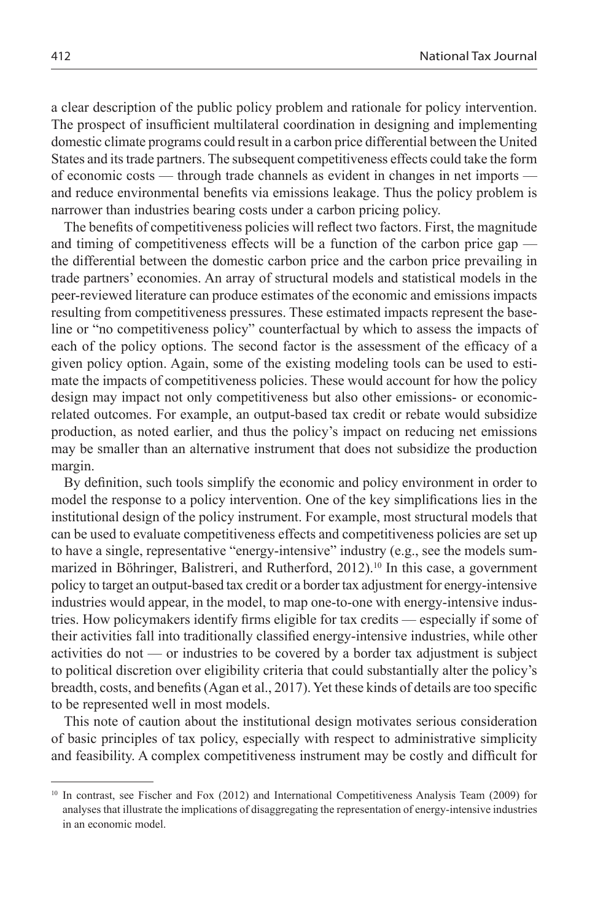a clear description of the public policy problem and rationale for policy intervention. The prospect of insufficient multilateral coordination in designing and implementing domestic climate programs could result in a carbon price differential between the United States and its trade partners. The subsequent competitiveness effects could take the form of economic costs — through trade channels as evident in changes in net imports — and reduce environmental benefits via emissions leakage. Thus the policy problem is narrower than industries bearing costs under a carbon pricing policy.

The benefits of competitiveness policies will reflect two factors. First, the magnitude and timing of competitiveness effects will be a function of the carbon price gap — the differential between the domestic carbon price and the carbon price prevailing in trade partners' economies. An array of structural models and statistical models in the peer-reviewed literature can produce estimates of the economic and emissions impacts resulting from competitiveness pressures. These estimated impacts represent the baseline or "no competitiveness policy" counterfactual by which to assess the impacts of each of the policy options. The second factor is the assessment of the efficacy of a given policy option. Again, some of the existing modeling tools can be used to estimate the impacts of competitiveness policies. These would account for how the policy design may impact not only competitiveness but also other emissions- or economic-related outcomes. For example, an output-based tax credit or rebate would subsidize production, as noted earlier, and thus the policy's impact on reducing net emissions may be smaller than an alternative instrument that does not subsidize the production margin.

By definition, such tools simplify the economic and policy environment in order to model the response to a policy intervention. One of the key simplifications lies in the institutional design of the policy instrument. For example, most structural models that can be used to evaluate competitiveness effects and competitiveness policies are set up to have a single, representative "energy-intensive" industry (e.g., see the models summarized in Böhringer, Balistreri, and Rutherford, 2012).[10] In this case, a government policy to target an output-based tax credit or a border tax adjustment for energy-intensive industries would appear, in the model, to map one-to-one with energy-intensive industries. How policymakers identify firms eligible for tax credits — especially if some of their activities fall into traditionally classified energy-intensive industries, while other activities do not — or industries to be covered by a border tax adjustment is subject to political discretion over eligibility criteria that could substantially alter the policy's breadth, costs, and benefits (Agan et al., 2017). Yet these kinds of details are too specific to be represented well in most models.

This note of caution about the institutional design motivates serious consideration of basic principles of tax policy, especially with respect to administrative simplicity and feasibility. A complex competitiveness instrument may be costly and difficult for

---

[10] In contrast, see Fischer and Fox (2012) and International Competitiveness Analysis Team (2009) for analyses that illustrate the implications of disaggregating the representation of energy-intensive industries in an economic model.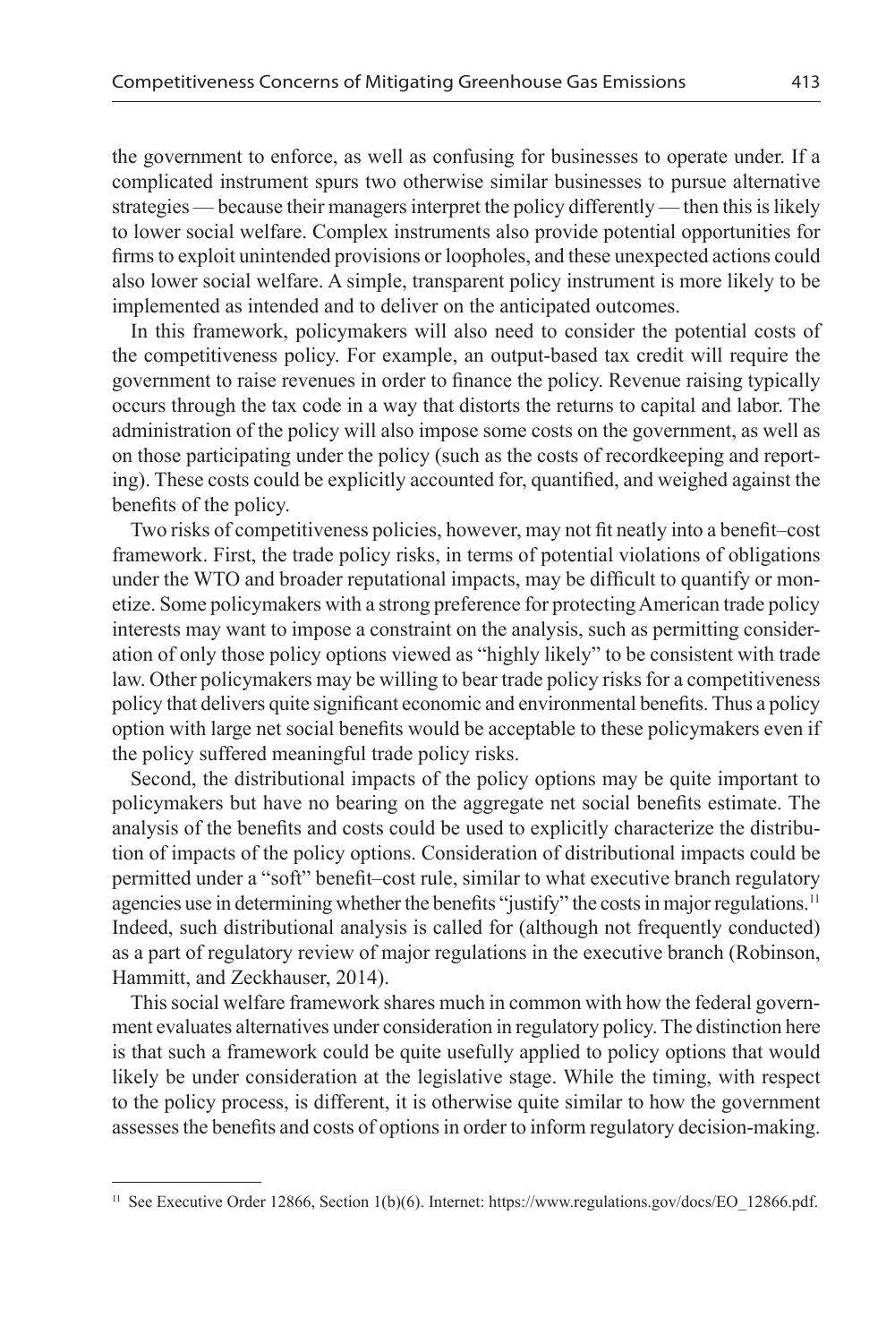the government to enforce, as well as confusing for businesses to operate under. If a complicated instrument spurs two otherwise similar businesses to pursue alternative strategies — because their managers interpret the policy differently — then this is likely to lower social welfare. Complex instruments also provide potential opportunities for firms to exploit unintended provisions or loopholes, and these unexpected actions could also lower social welfare. A simple, transparent policy instrument is more likely to be implemented as intended and to deliver on the anticipated outcomes.

In this framework, policymakers will also need to consider the potential costs of the competitiveness policy. For example, an output-based tax credit will require the government to raise revenues in order to finance the policy. Revenue raising typically occurs through the tax code in a way that distorts the returns to capital and labor. The administration of the policy will also impose some costs on the government, as well as on those participating under the policy (such as the costs of recordkeeping and reporting). These costs could be explicitly accounted for, quantified, and weighed against the benefits of the policy.

Two risks of competitiveness policies, however, may not fit neatly into a benefit–cost framework. First, the trade policy risks, in terms of potential violations of obligations under the WTO and broader reputational impacts, may be difficult to quantify or monetize. Some policymakers with a strong preference for protecting American trade policy interests may want to impose a constraint on the analysis, such as permitting consideration of only those policy options viewed as "highly likely" to be consistent with trade law. Other policymakers may be willing to bear trade policy risks for a competitiveness policy that delivers quite significant economic and environmental benefits. Thus a policy option with large net social benefits would be acceptable to these policymakers even if the policy suffered meaningful trade policy risks.

Second, the distributional impacts of the policy options may be quite important to policymakers but have no bearing on the aggregate net social benefits estimate. The analysis of the benefits and costs could be used to explicitly characterize the distribution of impacts of the policy options. Consideration of distributional impacts could be permitted under a "soft" benefit–cost rule, similar to what executive branch regulatory agencies use in determining whether the benefits "justify" the costs in major regulations.[11] Indeed, such distributional analysis is called for (although not frequently conducted) as a part of regulatory review of major regulations in the executive branch (Robinson, Hammitt, and Zeckhauser, 2014).

This social welfare framework shares much in common with how the federal government evaluates alternatives under consideration in regulatory policy. The distinction here is that such a framework could be quite usefully applied to policy options that would likely be under consideration at the legislative stage. While the timing, with respect to the policy process, is different, it is otherwise quite similar to how the government assesses the benefits and costs of options in order to inform regulatory decision-making.

[11] See Executive Order 12866, Section 1(b)(6). Internet: https://www.regulations.gov/docs/EO_12866.pdf.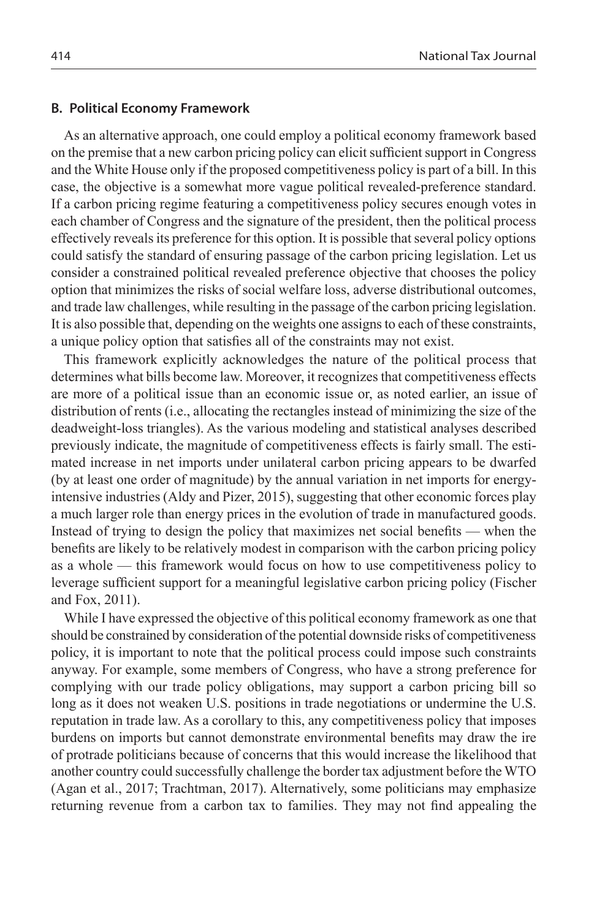### B. Political Economy Framework

As an alternative approach, one could employ a political economy framework based on the premise that a new carbon pricing policy can elicit sufficient support in Congress and the White House only if the proposed competitiveness policy is part of a bill. In this case, the objective is a somewhat more vague political revealed-preference standard. If a carbon pricing regime featuring a competitiveness policy secures enough votes in each chamber of Congress and the signature of the president, then the political process effectively reveals its preference for this option. It is possible that several policy options could satisfy the standard of ensuring passage of the carbon pricing legislation. Let us consider a constrained political revealed preference objective that chooses the policy option that minimizes the risks of social welfare loss, adverse distributional outcomes, and trade law challenges, while resulting in the passage of the carbon pricing legislation. It is also possible that, depending on the weights one assigns to each of these constraints, a unique policy option that satisfies all of the constraints may not exist.

This framework explicitly acknowledges the nature of the political process that determines what bills become law. Moreover, it recognizes that competitiveness effects are more of a political issue than an economic issue or, as noted earlier, an issue of distribution of rents (i.e., allocating the rectangles instead of minimizing the size of the deadweight-loss triangles). As the various modeling and statistical analyses described previously indicate, the magnitude of competitiveness effects is fairly small. The estimated increase in net imports under unilateral carbon pricing appears to be dwarfed (by at least one order of magnitude) by the annual variation in net imports for energy-intensive industries (Aldy and Pizer, 2015), suggesting that other economic forces play a much larger role than energy prices in the evolution of trade in manufactured goods. Instead of trying to design the policy that maximizes net social benefits — when the benefits are likely to be relatively modest in comparison with the carbon pricing policy as a whole — this framework would focus on how to use competitiveness policy to leverage sufficient support for a meaningful legislative carbon pricing policy (Fischer and Fox, 2011).

While I have expressed the objective of this political economy framework as one that should be constrained by consideration of the potential downside risks of competitiveness policy, it is important to note that the political process could impose such constraints anyway. For example, some members of Congress, who have a strong preference for complying with our trade policy obligations, may support a carbon pricing bill so long as it does not weaken U.S. positions in trade negotiations or undermine the U.S. reputation in trade law. As a corollary to this, any competitiveness policy that imposes burdens on imports but cannot demonstrate environmental benefits may draw the ire of protrade politicians because of concerns that this would increase the likelihood that another country could successfully challenge the border tax adjustment before the WTO (Agan et al., 2017; Trachtman, 2017). Alternatively, some politicians may emphasize returning revenue from a carbon tax to families. They may not find appealing the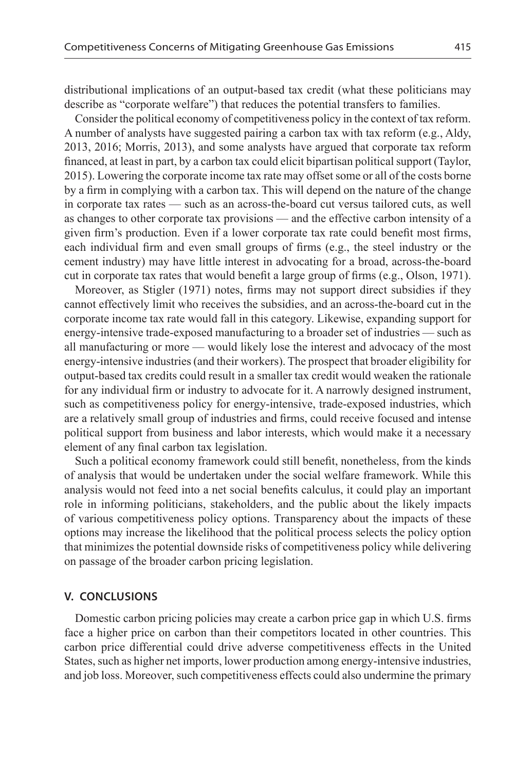distributional implications of an output-based tax credit (what these politicians may describe as "corporate welfare") that reduces the potential transfers to families.

Consider the political economy of competitiveness policy in the context of tax reform. A number of analysts have suggested pairing a carbon tax with tax reform (e.g., Aldy, 2013, 2016; Morris, 2013), and some analysts have argued that corporate tax reform financed, at least in part, by a carbon tax could elicit bipartisan political support (Taylor, 2015). Lowering the corporate income tax rate may offset some or all of the costs borne by a firm in complying with a carbon tax. This will depend on the nature of the change in corporate tax rates — such as an across-the-board cut versus tailored cuts, as well as changes to other corporate tax provisions — and the effective carbon intensity of a given firm's production. Even if a lower corporate tax rate could benefit most firms, each individual firm and even small groups of firms (e.g., the steel industry or the cement industry) may have little interest in advocating for a broad, across-the-board cut in corporate tax rates that would benefit a large group of firms (e.g., Olson, 1971).

Moreover, as Stigler (1971) notes, firms may not support direct subsidies if they cannot effectively limit who receives the subsidies, and an across-the-board cut in the corporate income tax rate would fall in this category. Likewise, expanding support for energy-intensive trade-exposed manufacturing to a broader set of industries — such as all manufacturing or more — would likely lose the interest and advocacy of the most energy-intensive industries (and their workers). The prospect that broader eligibility for output-based tax credits could result in a smaller tax credit would weaken the rationale for any individual firm or industry to advocate for it. A narrowly designed instrument, such as competitiveness policy for energy-intensive, trade-exposed industries, which are a relatively small group of industries and firms, could receive focused and intense political support from business and labor interests, which would make it a necessary element of any final carbon tax legislation.

Such a political economy framework could still benefit, nonetheless, from the kinds of analysis that would be undertaken under the social welfare framework. While this analysis would not feed into a net social benefits calculus, it could play an important role in informing politicians, stakeholders, and the public about the likely impacts of various competitiveness policy options. Transparency about the impacts of these options may increase the likelihood that the political process selects the policy option that minimizes the potential downside risks of competitiveness policy while delivering on passage of the broader carbon pricing legislation.

## V. CONCLUSIONS

Domestic carbon pricing policies may create a carbon price gap in which U.S. firms face a higher price on carbon than their competitors located in other countries. This carbon price differential could drive adverse competitiveness effects in the United States, such as higher net imports, lower production among energy-intensive industries, and job loss. Moreover, such competitiveness effects could also undermine the primary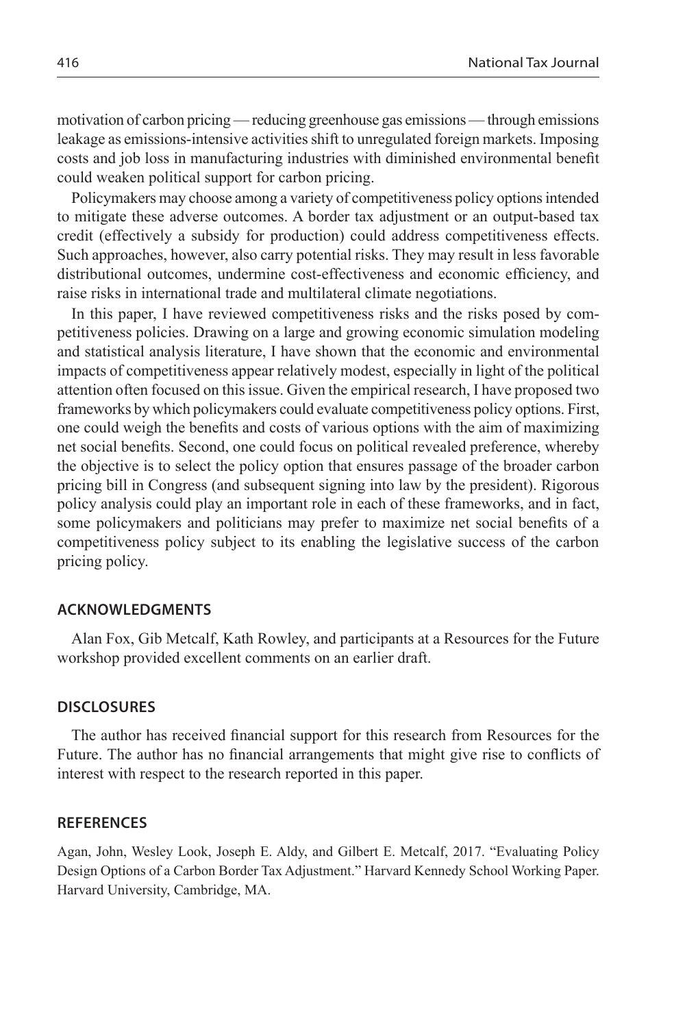motivation of carbon pricing — reducing greenhouse gas emissions — through emissions leakage as emissions-intensive activities shift to unregulated foreign markets. Imposing costs and job loss in manufacturing industries with diminished environmental benefit could weaken political support for carbon pricing.

Policymakers may choose among a variety of competitiveness policy options intended to mitigate these adverse outcomes. A border tax adjustment or an output-based tax credit (effectively a subsidy for production) could address competitiveness effects. Such approaches, however, also carry potential risks. They may result in less favorable distributional outcomes, undermine cost-effectiveness and economic efficiency, and raise risks in international trade and multilateral climate negotiations.

In this paper, I have reviewed competitiveness risks and the risks posed by competitiveness policies. Drawing on a large and growing economic simulation modeling and statistical analysis literature, I have shown that the economic and environmental impacts of competitiveness appear relatively modest, especially in light of the political attention often focused on this issue. Given the empirical research, I have proposed two frameworks by which policymakers could evaluate competitiveness policy options. First, one could weigh the benefits and costs of various options with the aim of maximizing net social benefits. Second, one could focus on political revealed preference, whereby the objective is to select the policy option that ensures passage of the broader carbon pricing bill in Congress (and subsequent signing into law by the president). Rigorous policy analysis could play an important role in each of these frameworks, and in fact, some policymakers and politicians may prefer to maximize net social benefits of a competitiveness policy subject to its enabling the legislative success of the carbon pricing policy.

## ACKNOWLEDGMENTS

Alan Fox, Gib Metcalf, Kath Rowley, and participants at a Resources for the Future workshop provided excellent comments on an earlier draft.

## DISCLOSURES

The author has received financial support for this research from Resources for the Future. The author has no financial arrangements that might give rise to conflicts of interest with respect to the research reported in this paper.

## REFERENCES

Agan, John, Wesley Look, Joseph E. Aldy, and Gilbert E. Metcalf, 2017. "Evaluating Policy Design Options of a Carbon Border Tax Adjustment." Harvard Kennedy School Working Paper. Harvard University, Cambridge, MA.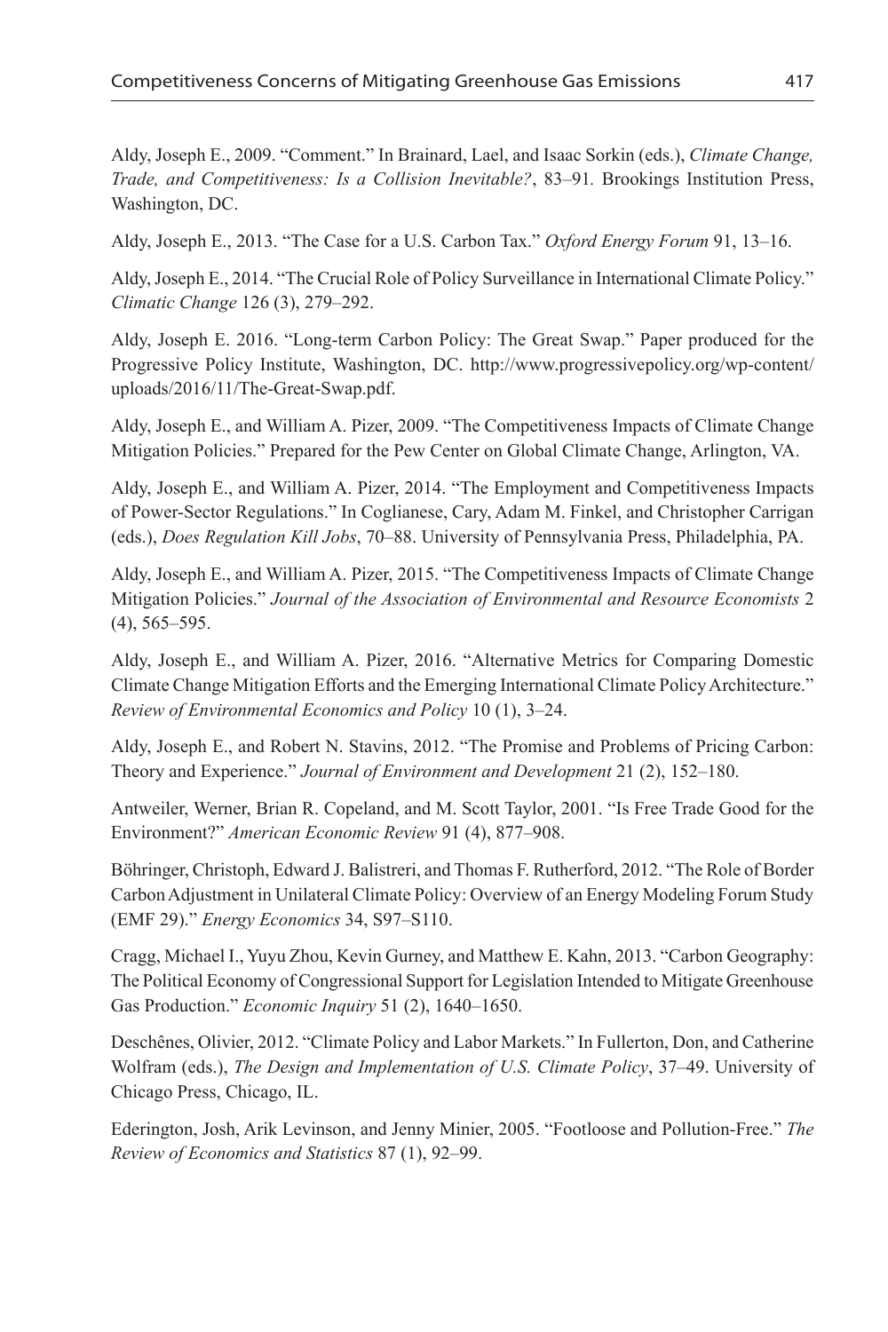Aldy, Joseph E., 2009. "Comment." In Brainard, Lael, and Isaac Sorkin (eds.), *Climate Change, Trade, and Competitiveness: Is a Collision Inevitable?*, 83–91. Brookings Institution Press, Washington, DC.

Aldy, Joseph E., 2013. "The Case for a U.S. Carbon Tax." *Oxford Energy Forum* 91, 13–16.

Aldy, Joseph E., 2014. "The Crucial Role of Policy Surveillance in International Climate Policy." *Climatic Change* 126 (3), 279–292.

Aldy, Joseph E. 2016. "Long-term Carbon Policy: The Great Swap." Paper produced for the Progressive Policy Institute, Washington, DC. http://www.progressivepolicy.org/wp-content/uploads/2016/11/The-Great-Swap.pdf.

Aldy, Joseph E., and William A. Pizer, 2009. "The Competitiveness Impacts of Climate Change Mitigation Policies." Prepared for the Pew Center on Global Climate Change, Arlington, VA.

Aldy, Joseph E., and William A. Pizer, 2014. "The Employment and Competitiveness Impacts of Power-Sector Regulations." In Coglianese, Cary, Adam M. Finkel, and Christopher Carrigan (eds.), *Does Regulation Kill Jobs*, 70–88. University of Pennsylvania Press, Philadelphia, PA.

Aldy, Joseph E., and William A. Pizer, 2015. "The Competitiveness Impacts of Climate Change Mitigation Policies." *Journal of the Association of Environmental and Resource Economists* 2 (4), 565–595.

Aldy, Joseph E., and William A. Pizer, 2016. "Alternative Metrics for Comparing Domestic Climate Change Mitigation Efforts and the Emerging International Climate Policy Architecture." *Review of Environmental Economics and Policy* 10 (1), 3–24.

Aldy, Joseph E., and Robert N. Stavins, 2012. "The Promise and Problems of Pricing Carbon: Theory and Experience." *Journal of Environment and Development* 21 (2), 152–180.

Antweiler, Werner, Brian R. Copeland, and M. Scott Taylor, 2001. "Is Free Trade Good for the Environment?" *American Economic Review* 91 (4), 877–908.

Böhringer, Christoph, Edward J. Balistreri, and Thomas F. Rutherford, 2012. "The Role of Border Carbon Adjustment in Unilateral Climate Policy: Overview of an Energy Modeling Forum Study (EMF 29)." *Energy Economics* 34, S97–S110.

Cragg, Michael I., Yuyu Zhou, Kevin Gurney, and Matthew E. Kahn, 2013. "Carbon Geography: The Political Economy of Congressional Support for Legislation Intended to Mitigate Greenhouse Gas Production." *Economic Inquiry* 51 (2), 1640–1650.

Deschênes, Olivier, 2012. "Climate Policy and Labor Markets." In Fullerton, Don, and Catherine Wolfram (eds.), *The Design and Implementation of U.S. Climate Policy*, 37–49. University of Chicago Press, Chicago, IL.

Ederington, Josh, Arik Levinson, and Jenny Minier, 2005. "Footloose and Pollution-Free." *The Review of Economics and Statistics* 87 (1), 92–99.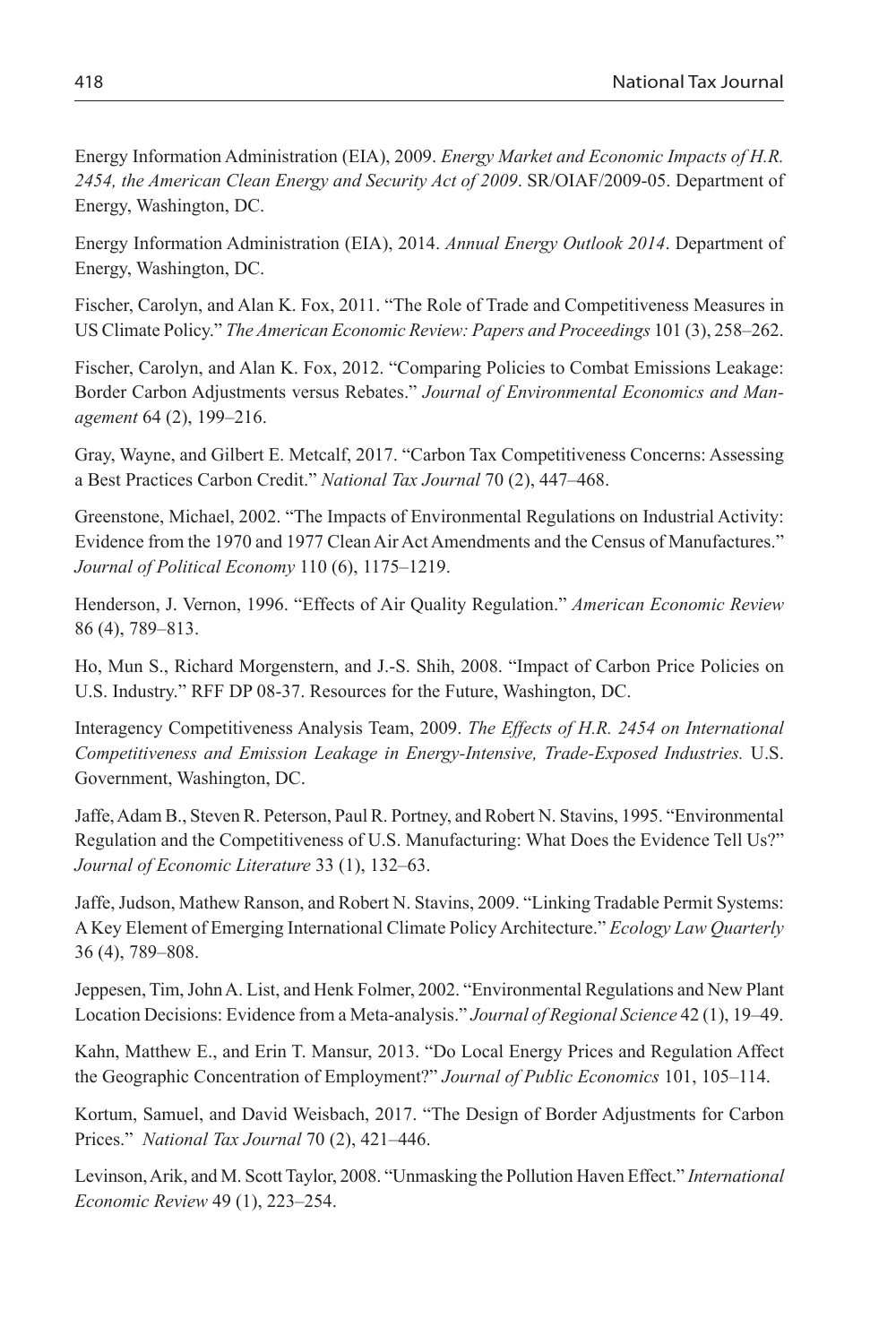Energy Information Administration (EIA), 2009. *Energy Market and Economic Impacts of H.R. 2454, the American Clean Energy and Security Act of 2009*. SR/OIAF/2009-05. Department of Energy, Washington, DC.

Energy Information Administration (EIA), 2014. *Annual Energy Outlook 2014*. Department of Energy, Washington, DC.

Fischer, Carolyn, and Alan K. Fox, 2011. "The Role of Trade and Competitiveness Measures in US Climate Policy." *The American Economic Review: Papers and Proceedings* 101 (3), 258–262.

Fischer, Carolyn, and Alan K. Fox, 2012. "Comparing Policies to Combat Emissions Leakage: Border Carbon Adjustments versus Rebates." *Journal of Environmental Economics and Management* 64 (2), 199–216.

Gray, Wayne, and Gilbert E. Metcalf, 2017. "Carbon Tax Competitiveness Concerns: Assessing a Best Practices Carbon Credit." *National Tax Journal* 70 (2), 447–468.

Greenstone, Michael, 2002. "The Impacts of Environmental Regulations on Industrial Activity: Evidence from the 1970 and 1977 Clean Air Act Amendments and the Census of Manufactures." *Journal of Political Economy* 110 (6), 1175–1219.

Henderson, J. Vernon, 1996. "Effects of Air Quality Regulation." *American Economic Review* 86 (4), 789–813.

Ho, Mun S., Richard Morgenstern, and J.-S. Shih, 2008. "Impact of Carbon Price Policies on U.S. Industry." RFF DP 08-37. Resources for the Future, Washington, DC.

Interagency Competitiveness Analysis Team, 2009. *The Effects of H.R. 2454 on International Competitiveness and Emission Leakage in Energy-Intensive, Trade-Exposed Industries.* U.S. Government, Washington, DC.

Jaffe, Adam B., Steven R. Peterson, Paul R. Portney, and Robert N. Stavins, 1995. "Environmental Regulation and the Competitiveness of U.S. Manufacturing: What Does the Evidence Tell Us?" *Journal of Economic Literature* 33 (1), 132–63.

Jaffe, Judson, Mathew Ranson, and Robert N. Stavins, 2009. "Linking Tradable Permit Systems: A Key Element of Emerging International Climate Policy Architecture." *Ecology Law Quarterly* 36 (4), 789–808.

Jeppesen, Tim, John A. List, and Henk Folmer, 2002. "Environmental Regulations and New Plant Location Decisions: Evidence from a Meta-analysis." *Journal of Regional Science* 42 (1), 19–49.

Kahn, Matthew E., and Erin T. Mansur, 2013. "Do Local Energy Prices and Regulation Affect the Geographic Concentration of Employment?" *Journal of Public Economics* 101, 105–114.

Kortum, Samuel, and David Weisbach, 2017. "The Design of Border Adjustments for Carbon Prices." *National Tax Journal* 70 (2), 421–446.

Levinson, Arik, and M. Scott Taylor, 2008. "Unmasking the Pollution Haven Effect." *International Economic Review* 49 (1), 223–254.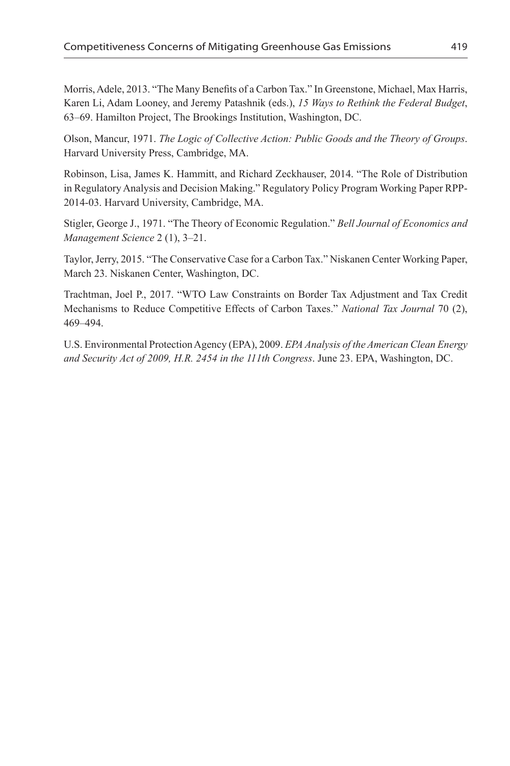Morris, Adele, 2013. "The Many Benefits of a Carbon Tax." In Greenstone, Michael, Max Harris, Karen Li, Adam Looney, and Jeremy Patashnik (eds.), *15 Ways to Rethink the Federal Budget*, 63–69. Hamilton Project, The Brookings Institution, Washington, DC.

Olson, Mancur, 1971. *The Logic of Collective Action: Public Goods and the Theory of Groups*. Harvard University Press, Cambridge, MA.

Robinson, Lisa, James K. Hammitt, and Richard Zeckhauser, 2014. "The Role of Distribution in Regulatory Analysis and Decision Making." Regulatory Policy Program Working Paper RPP-2014-03. Harvard University, Cambridge, MA.

Stigler, George J., 1971. "The Theory of Economic Regulation." *Bell Journal of Economics and Management Science* 2 (1), 3–21.

Taylor, Jerry, 2015. "The Conservative Case for a Carbon Tax." Niskanen Center Working Paper, March 23. Niskanen Center, Washington, DC.

Trachtman, Joel P., 2017. "WTO Law Constraints on Border Tax Adjustment and Tax Credit Mechanisms to Reduce Competitive Effects of Carbon Taxes." *National Tax Journal* 70 (2), 469–494.

U.S. Environmental Protection Agency (EPA), 2009. *EPA Analysis of the American Clean Energy and Security Act of 2009, H.R. 2454 in the 111th Congress*. June 23. EPA, Washington, DC.